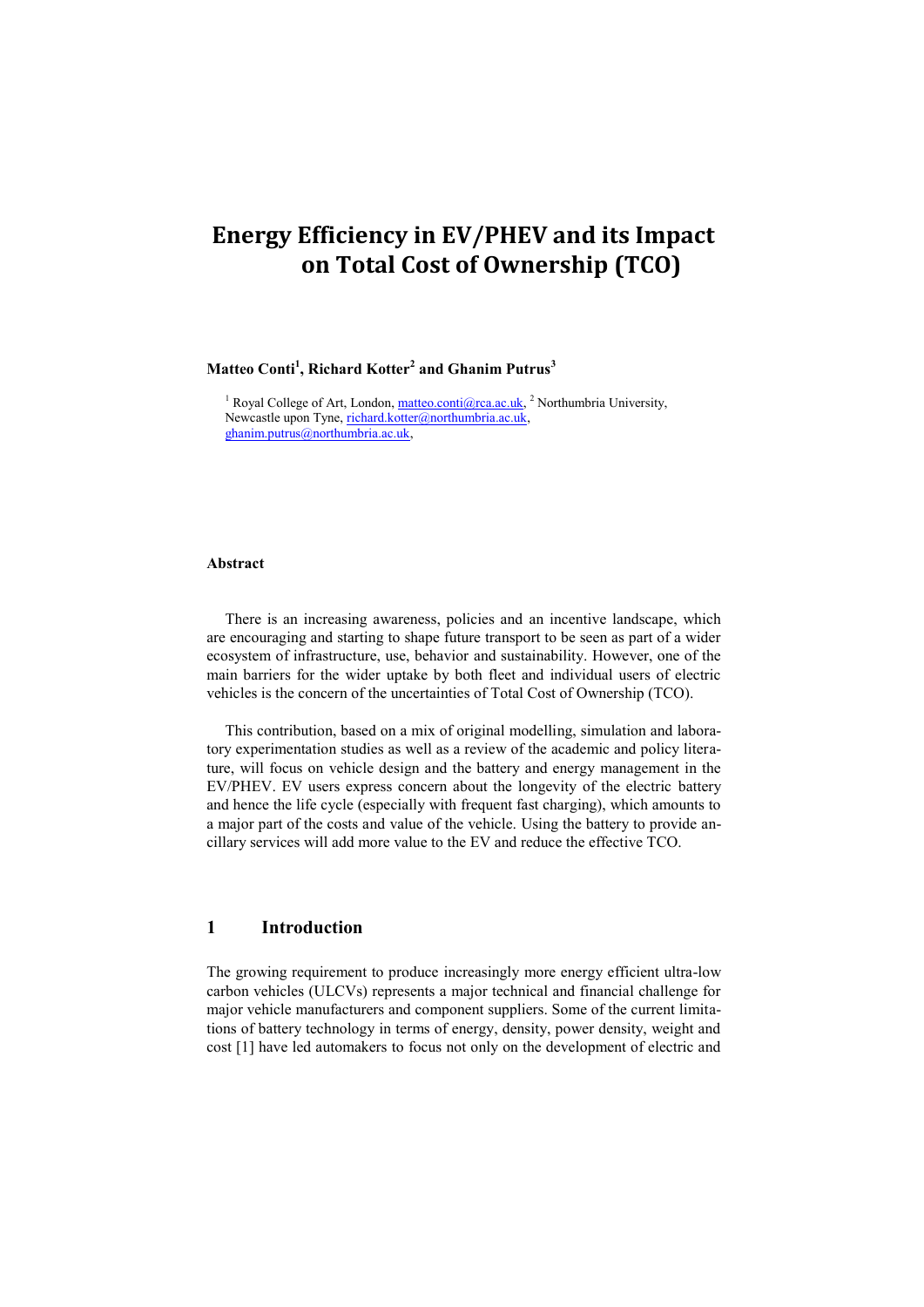# Energy Efficiency in EV/PHEV and its Impact on Total Cost of Ownership (TCO)

**Matteo Conti[1], Richard Kotter[2] and Ghanim Putrus[3]**

[1] Royal College of Art, London, matteo.conti@rca.ac.uk, [2] Northumbria University, Newcastle upon Tyne, richard.kotter@northumbria.ac.uk, ghanim.putrus@northumbria.ac.uk,

**Abstract**

There is an increasing awareness, policies and an incentive landscape, which are encouraging and starting to shape future transport to be seen as part of a wider ecosystem of infrastructure, use, behavior and sustainability. However, one of the main barriers for the wider uptake by both fleet and individual users of electric vehicles is the concern of the uncertainties of Total Cost of Ownership (TCO).

This contribution, based on a mix of original modelling, simulation and laboratory experimentation studies as well as a review of the academic and policy literature, will focus on vehicle design and the battery and energy management in the EV/PHEV. EV users express concern about the longevity of the electric battery and hence the life cycle (especially with frequent fast charging), which amounts to a major part of the costs and value of the vehicle. Using the battery to provide ancillary services will add more value to the EV and reduce the effective TCO.

## 1 Introduction

The growing requirement to produce increasingly more energy efficient ultra-low carbon vehicles (ULCVs) represents a major technical and financial challenge for major vehicle manufacturers and component suppliers. Some of the current limitations of battery technology in terms of energy, density, power density, weight and cost [1] have led automakers to focus not only on the development of electric and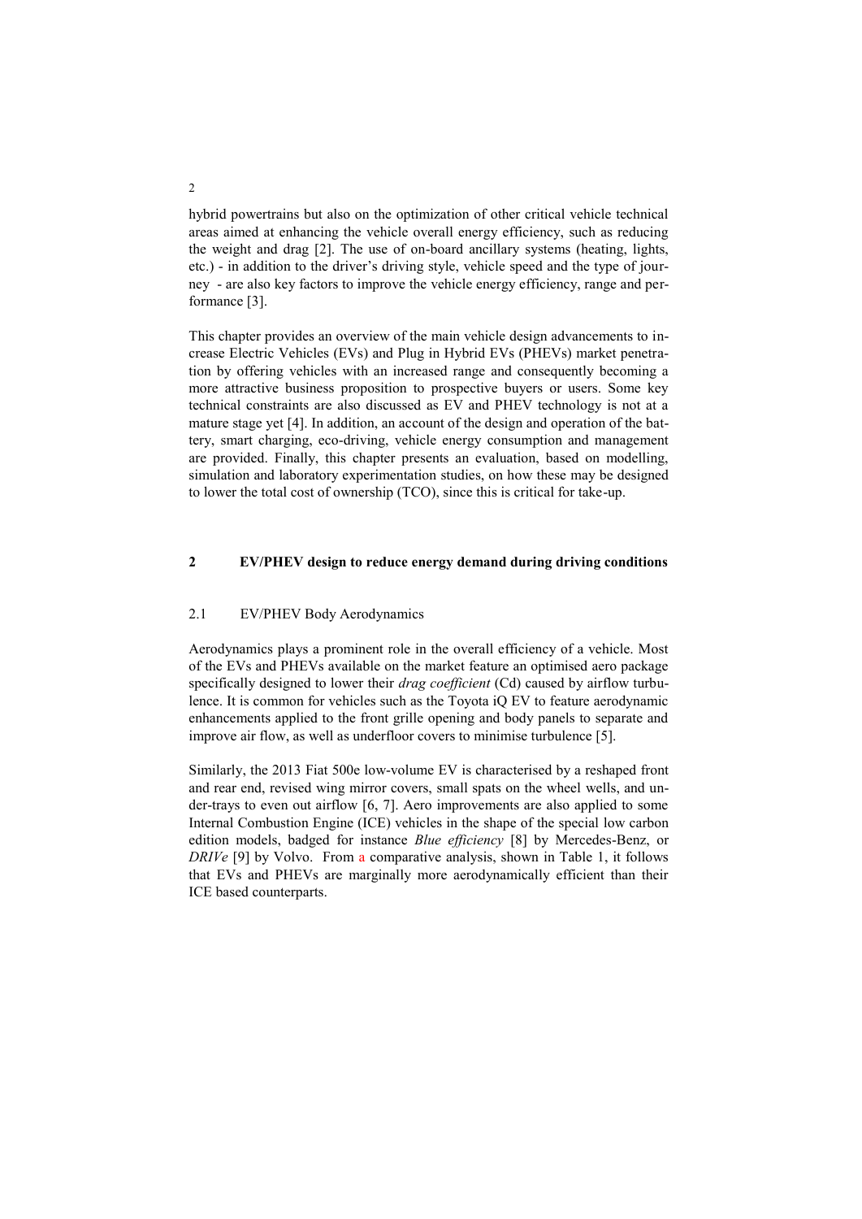hybrid powertrains but also on the optimization of other critical vehicle technical areas aimed at enhancing the vehicle overall energy efficiency, such as reducing the weight and drag [2]. The use of on-board ancillary systems (heating, lights, etc.) - in addition to the driver's driving style, vehicle speed and the type of journey - are also key factors to improve the vehicle energy efficiency, range and performance [3].

This chapter provides an overview of the main vehicle design advancements to increase Electric Vehicles (EVs) and Plug in Hybrid EVs (PHEVs) market penetration by offering vehicles with an increased range and consequently becoming a more attractive business proposition to prospective buyers or users. Some key technical constraints are also discussed as EV and PHEV technology is not at a mature stage yet [4]. In addition, an account of the design and operation of the battery, smart charging, eco-driving, vehicle energy consumption and management are provided. Finally, this chapter presents an evaluation, based on modelling, simulation and laboratory experimentation studies, on how these may be designed to lower the total cost of ownership (TCO), since this is critical for take-up.

## 2 EV/PHEV design to reduce energy demand during driving conditions

### 2.1 EV/PHEV Body Aerodynamics

Aerodynamics plays a prominent role in the overall efficiency of a vehicle. Most of the EVs and PHEVs available on the market feature an optimised aero package specifically designed to lower their *drag coefficient* (Cd) caused by airflow turbulence. It is common for vehicles such as the Toyota iQ EV to feature aerodynamic enhancements applied to the front grille opening and body panels to separate and improve air flow, as well as underfloor covers to minimise turbulence [5].

Similarly, the 2013 Fiat 500e low-volume EV is characterised by a reshaped front and rear end, revised wing mirror covers, small spats on the wheel wells, and under-trays to even out airflow [6, 7]. Aero improvements are also applied to some Internal Combustion Engine (ICE) vehicles in the shape of the special low carbon edition models, badged for instance *Blue efficiency* [8] by Mercedes-Benz, or *DRIVe* [9] by Volvo. From a comparative analysis, shown in Table 1, it follows that EVs and PHEVs are marginally more aerodynamically efficient than their ICE based counterparts.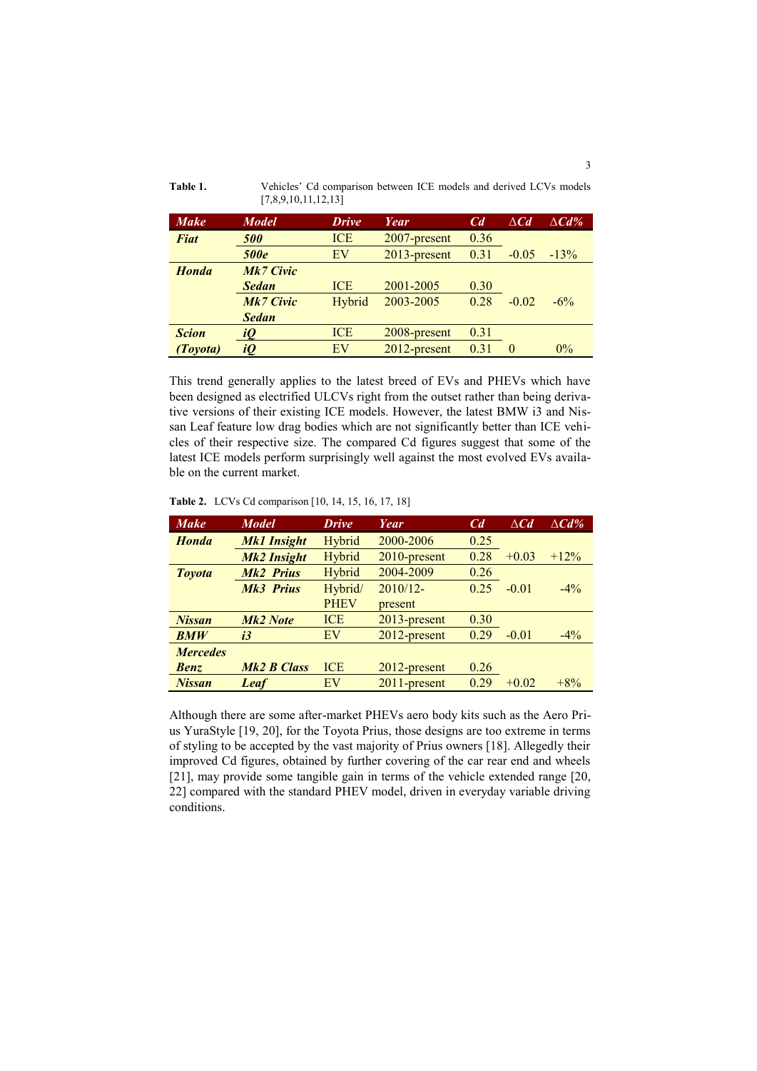**Table 1.** Vehicles' Cd comparison between ICE models and derived LCVs models [7,8,9,10,11,12,13]

| *Make* | *Model* | *Drive* | *Year* | *Cd* | ΔCd | ΔCd% |
|---|---|---|---|---|---|---|
| ***Fiat*** | ***500*** | ICE | 2007-present | 0.36 | | |
| | ***500e*** | EV | 2013-present | 0.31 | -0.05 | -13% |
| ***Honda*** | ***Mk7 Civic Sedan*** | ICE | 2001-2005 | 0.30 | | |
| | ***Mk7 Civic Sedan*** | Hybrid | 2003-2005 | 0.28 | -0.02 | -6% |
| ***Scion*** | ***iQ*** | ICE | 2008-present | 0.31 | | |
| ***(Toyota)*** | ***iQ*** | EV | 2012-present | 0.31 | 0 | 0% |

This trend generally applies to the latest breed of EVs and PHEVs which have been designed as electrified ULCVs right from the outset rather than being derivative versions of their existing ICE models. However, the latest BMW i3 and Nissan Leaf feature low drag bodies which are not significantly better than ICE vehicles of their respective size. The compared Cd figures suggest that some of the latest ICE models perform surprisingly well against the most evolved EVs available on the current market.

**Table 2.** LCVs Cd comparison [10, 14, 15, 16, 17, 18]

| *Make* | *Model* | *Drive* | *Year* | *Cd* | ΔCd | ΔCd% |
|---|---|---|---|---|---|---|
| ***Honda*** | ***Mk1 Insight*** | Hybrid | 2000-2006 | 0.25 | | |
| | ***Mk2 Insight*** | Hybrid | 2010-present | 0.28 | +0.03 | +12% |
| ***Toyota*** | ***Mk2 Prius*** | Hybrid | 2004-2009 | 0.26 | | |
| | ***Mk3 Prius*** | Hybrid/ PHEV | 2010/12-present | 0.25 | -0.01 | -4% |
| ***Nissan*** | ***Mk2 Note*** | ICE | 2013-present | 0.30 | | |
| ***BMW*** | ***i3*** | EV | 2012-present | 0.29 | -0.01 | -4% |
| ***Mercedes Benz*** | ***Mk2 B Class*** | ICE | 2012-present | 0.26 | | |
| ***Nissan*** | ***Leaf*** | EV | 2011-present | 0.29 | +0.02 | +8% |

Although there are some after-market PHEVs aero body kits such as the Aero Prius YuraStyle [19, 20], for the Toyota Prius, those designs are too extreme in terms of styling to be accepted by the vast majority of Prius owners [18]. Allegedly their improved Cd figures, obtained by further covering of the car rear end and wheels [21], may provide some tangible gain in terms of the vehicle extended range [20, 22] compared with the standard PHEV model, driven in everyday variable driving conditions.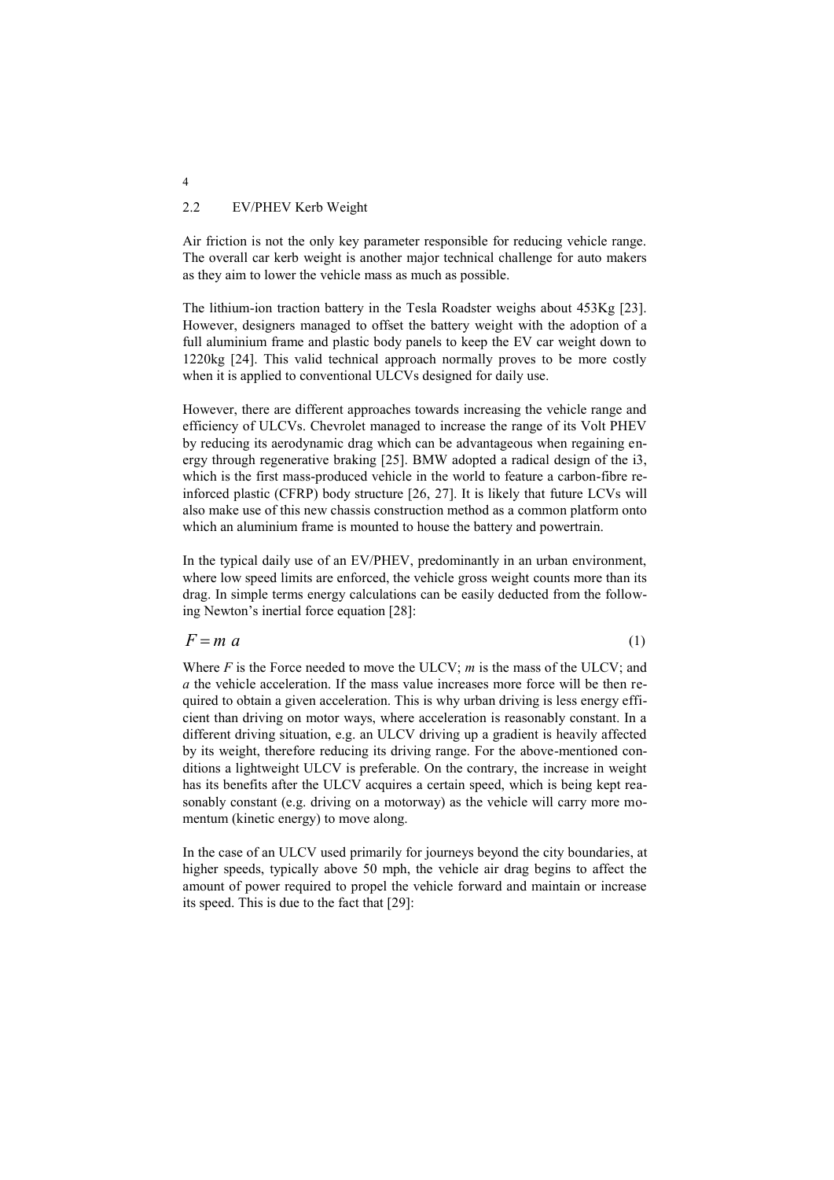## 2.2 EV/PHEV Kerb Weight

Air friction is not the only key parameter responsible for reducing vehicle range. The overall car kerb weight is another major technical challenge for auto makers as they aim to lower the vehicle mass as much as possible.

The lithium-ion traction battery in the Tesla Roadster weighs about 453Kg [23]. However, designers managed to offset the battery weight with the adoption of a full aluminium frame and plastic body panels to keep the EV car weight down to 1220kg [24]. This valid technical approach normally proves to be more costly when it is applied to conventional ULCVs designed for daily use.

However, there are different approaches towards increasing the vehicle range and efficiency of ULCVs. Chevrolet managed to increase the range of its Volt PHEV by reducing its aerodynamic drag which can be advantageous when regaining energy through regenerative braking [25]. BMW adopted a radical design of the i3, which is the first mass-produced vehicle in the world to feature a carbon-fibre reinforced plastic (CFRP) body structure [26, 27]. It is likely that future LCVs will also make use of this new chassis construction method as a common platform onto which an aluminium frame is mounted to house the battery and powertrain.

In the typical daily use of an EV/PHEV, predominantly in an urban environment, where low speed limits are enforced, the vehicle gross weight counts more than its drag. In simple terms energy calculations can be easily deducted from the following Newton's inertial force equation [28]:

$$F = m\,a \tag{1}$$

Where *F* is the Force needed to move the ULCV; *m* is the mass of the ULCV; and *a* the vehicle acceleration. If the mass value increases more force will be then required to obtain a given acceleration. This is why urban driving is less energy efficient than driving on motor ways, where acceleration is reasonably constant. In a different driving situation, e.g. an ULCV driving up a gradient is heavily affected by its weight, therefore reducing its driving range. For the above-mentioned conditions a lightweight ULCV is preferable. On the contrary, the increase in weight has its benefits after the ULCV acquires a certain speed, which is being kept reasonably constant (e.g. driving on a motorway) as the vehicle will carry more momentum (kinetic energy) to move along.

In the case of an ULCV used primarily for journeys beyond the city boundaries, at higher speeds, typically above 50 mph, the vehicle air drag begins to affect the amount of power required to propel the vehicle forward and maintain or increase its speed. This is due to the fact that [29]: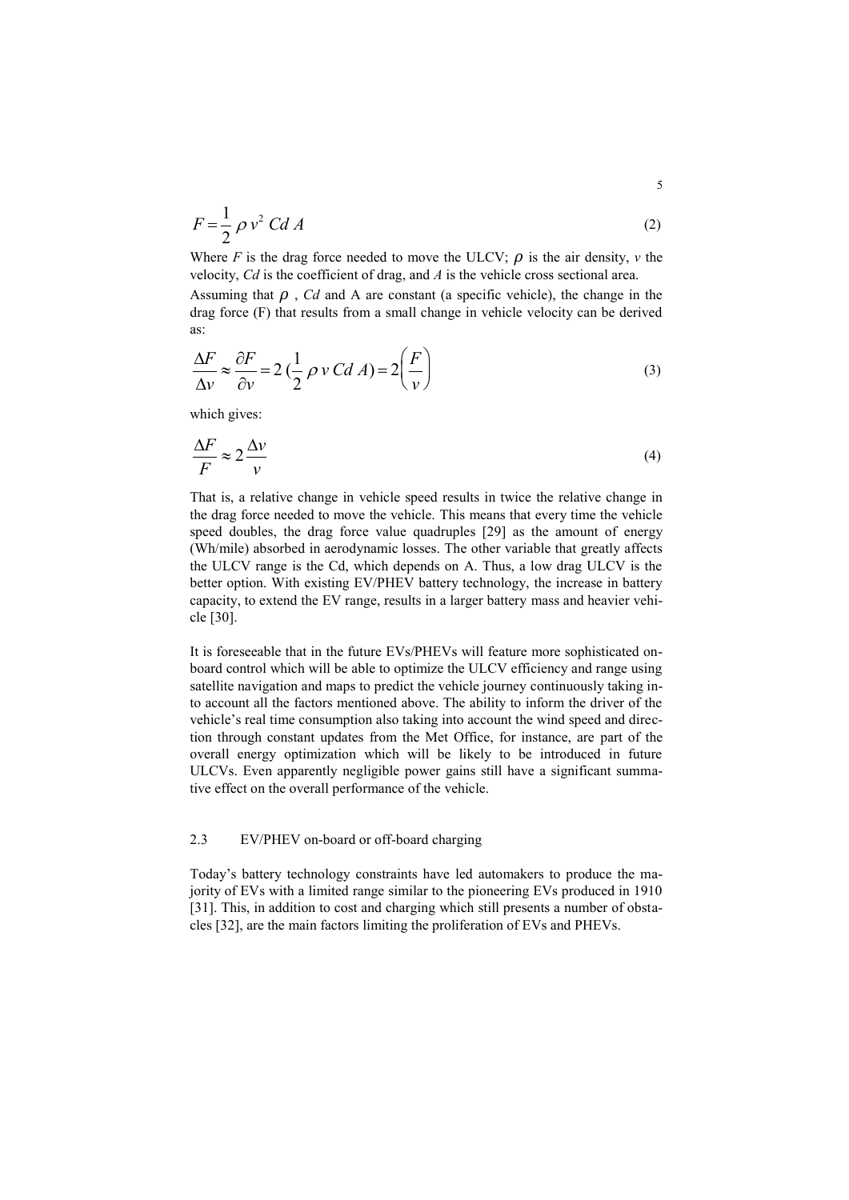$$F = \frac{1}{2}\,\rho\,v^2\;Cd\;A \tag{2}$$

Where *F* is the drag force needed to move the ULCV; $\rho$ is the air density, *v* the velocity, *Cd* is the coefficient of drag, and *A* is the vehicle cross sectional area.

Assuming that $\rho$ , *Cd* and A are constant (a specific vehicle), the change in the drag force (F) that results from a small change in vehicle velocity can be derived as:

$$\frac{\Delta F}{\Delta v} \approx \frac{\partial F}{\partial v} = 2\,(\frac{1}{2}\,\rho\,v\,Cd\;A) = 2\left(\frac{F}{v}\right) \tag{3}$$

which gives:

$$\frac{\Delta F}{F} \approx 2\,\frac{\Delta v}{v} \tag{4}$$

That is, a relative change in vehicle speed results in twice the relative change in the drag force needed to move the vehicle. This means that every time the vehicle speed doubles, the drag force value quadruples [29] as the amount of energy (Wh/mile) absorbed in aerodynamic losses. The other variable that greatly affects the ULCV range is the Cd, which depends on A. Thus, a low drag ULCV is the better option. With existing EV/PHEV battery technology, the increase in battery capacity, to extend the EV range, results in a larger battery mass and heavier vehicle [30].

It is foreseeable that in the future EVs/PHEVs will feature more sophisticated on-board control which will be able to optimize the ULCV efficiency and range using satellite navigation and maps to predict the vehicle journey continuously taking into account all the factors mentioned above. The ability to inform the driver of the vehicle's real time consumption also taking into account the wind speed and direction through constant updates from the Met Office, for instance, are part of the overall energy optimization which will be likely to be introduced in future ULCVs. Even apparently negligible power gains still have a significant summative effect on the overall performance of the vehicle.

### 2.3 EV/PHEV on-board or off-board charging

Today's battery technology constraints have led automakers to produce the majority of EVs with a limited range similar to the pioneering EVs produced in 1910 [31]. This, in addition to cost and charging which still presents a number of obstacles [32], are the main factors limiting the proliferation of EVs and PHEVs.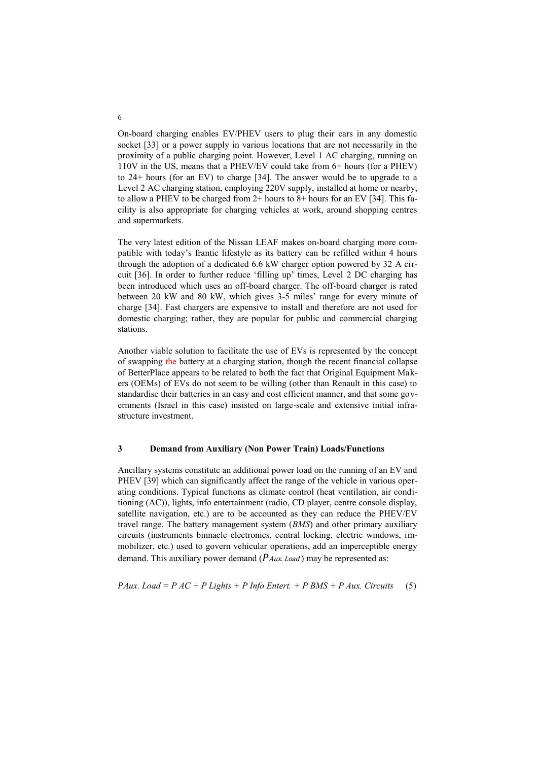On-board charging enables EV/PHEV users to plug their cars in any domestic socket [33] or a power supply in various locations that are not necessarily in the proximity of a public charging point. However, Level 1 AC charging, running on 110V in the US, means that a PHEV/EV could take from 6+ hours (for a PHEV) to 24+ hours (for an EV) to charge [34]. The answer would be to upgrade to a Level 2 AC charging station, employing 220V supply, installed at home or nearby, to allow a PHEV to be charged from 2+ hours to 8+ hours for an EV [34]. This facility is also appropriate for charging vehicles at work, around shopping centres and supermarkets.

The very latest edition of the Nissan LEAF makes on-board charging more compatible with today's frantic lifestyle as its battery can be refilled within 4 hours through the adoption of a dedicated 6.6 kW charger option powered by 32 A circuit [36]. In order to further reduce 'filling up' times, Level 2 DC charging has been introduced which uses an off-board charger. The off-board charger is rated between 20 kW and 80 kW, which gives 3-5 miles' range for every minute of charge [34]. Fast chargers are expensive to install and therefore are not used for domestic charging; rather, they are popular for public and commercial charging stations.

Another viable solution to facilitate the use of EVs is represented by the concept of swapping the battery at a charging station, though the recent financial collapse of BetterPlace appears to be related to both the fact that Original Equipment Makers (OEMs) of EVs do not seem to be willing (other than Renault in this case) to standardise their batteries in an easy and cost efficient manner, and that some governments (Israel in this case) insisted on large-scale and extensive initial infrastructure investment.

## 3 Demand from Auxiliary (Non Power Train) Loads/Functions

Ancillary systems constitute an additional power load on the running of an EV and PHEV [39] which can significantly affect the range of the vehicle in various operating conditions. Typical functions as climate control (heat ventilation, air conditioning (AC)), lights, info entertainment (radio, CD player, centre console display, satellite navigation, etc.) are to be accounted as they can reduce the PHEV/EV travel range. The battery management system (*BMS*) and other primary auxiliary circuits (instruments binnacle electronics, central locking, electric windows, immobilizer, etc.) used to govern vehicular operations, add an imperceptible energy demand. This auxiliary power demand ($P_{Aux.\,Load}$) may be represented as:

$$P_{Aux.\,Load} = P_{AC} + P_{Lights} + P_{Info\,Entert.} + P_{BMS} + P_{Aux.\,Circuits} \quad (5)$$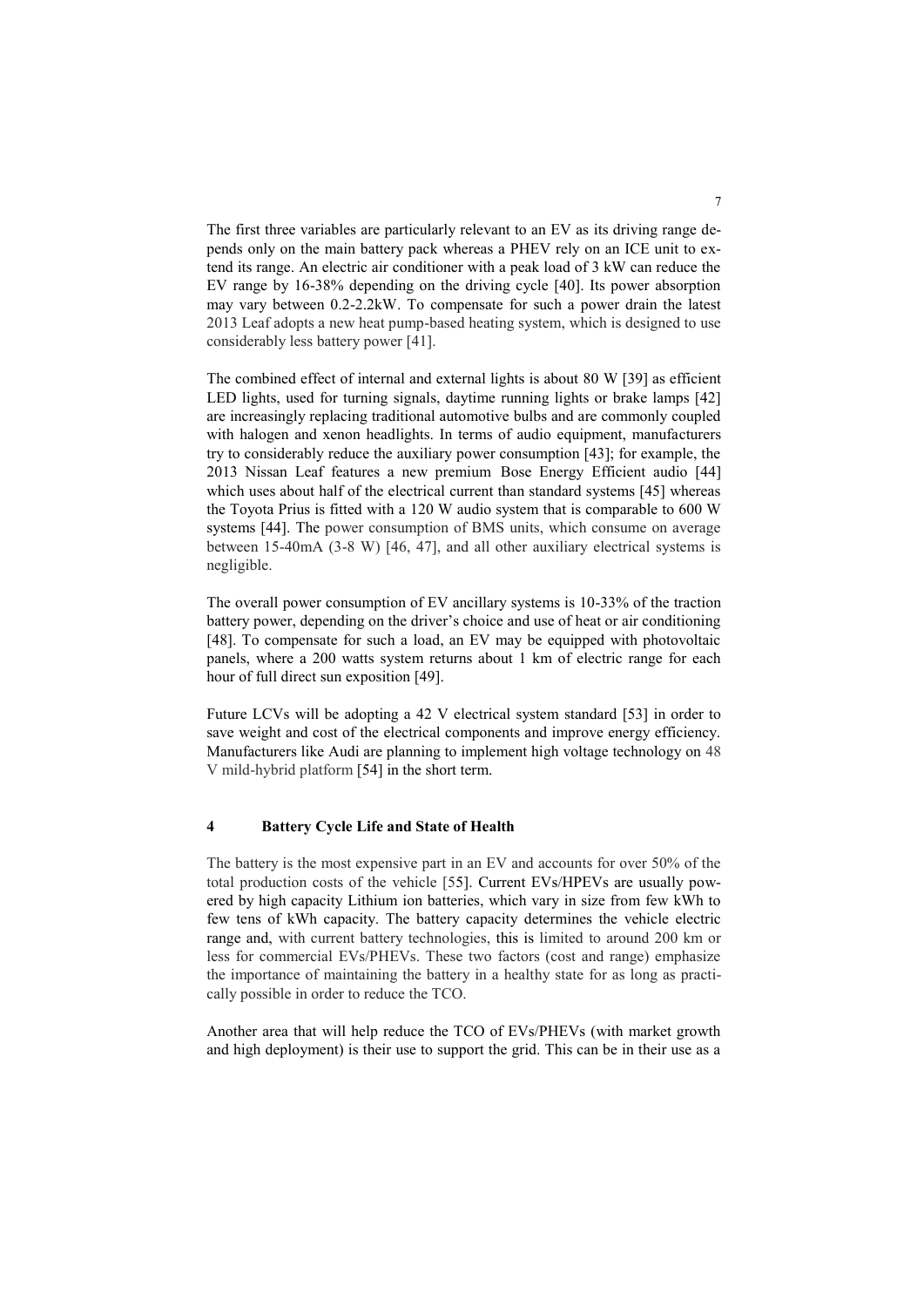The first three variables are particularly relevant to an EV as its driving range depends only on the main battery pack whereas a PHEV rely on an ICE unit to extend its range. An electric air conditioner with a peak load of 3 kW can reduce the EV range by 16-38% depending on the driving cycle [40]. Its power absorption may vary between 0.2-2.2kW. To compensate for such a power drain the latest 2013 Leaf adopts a new heat pump-based heating system, which is designed to use considerably less battery power [41].

The combined effect of internal and external lights is about 80 W [39] as efficient LED lights, used for turning signals, daytime running lights or brake lamps [42] are increasingly replacing traditional automotive bulbs and are commonly coupled with halogen and xenon headlights. In terms of audio equipment, manufacturers try to considerably reduce the auxiliary power consumption [43]; for example, the 2013 Nissan Leaf features a new premium Bose Energy Efficient audio [44] which uses about half of the electrical current than standard systems [45] whereas the Toyota Prius is fitted with a 120 W audio system that is comparable to 600 W systems [44]. The power consumption of BMS units, which consume on average between 15-40mA (3-8 W) [46, 47], and all other auxiliary electrical systems is negligible.

The overall power consumption of EV ancillary systems is 10-33% of the traction battery power, depending on the driver's choice and use of heat or air conditioning [48]. To compensate for such a load, an EV may be equipped with photovoltaic panels, where a 200 watts system returns about 1 km of electric range for each hour of full direct sun exposition [49].

Future LCVs will be adopting a 42 V electrical system standard [53] in order to save weight and cost of the electrical components and improve energy efficiency. Manufacturers like Audi are planning to implement high voltage technology on 48 V mild-hybrid platform [54] in the short term.

## 4 Battery Cycle Life and State of Health

The battery is the most expensive part in an EV and accounts for over 50% of the total production costs of the vehicle [55]. Current EVs/HPEVs are usually powered by high capacity Lithium ion batteries, which vary in size from few kWh to few tens of kWh capacity. The battery capacity determines the vehicle electric range and, with current battery technologies, this is limited to around 200 km or less for commercial EVs/PHEVs. These two factors (cost and range) emphasize the importance of maintaining the battery in a healthy state for as long as practically possible in order to reduce the TCO.

Another area that will help reduce the TCO of EVs/PHEVs (with market growth and high deployment) is their use to support the grid. This can be in their use as a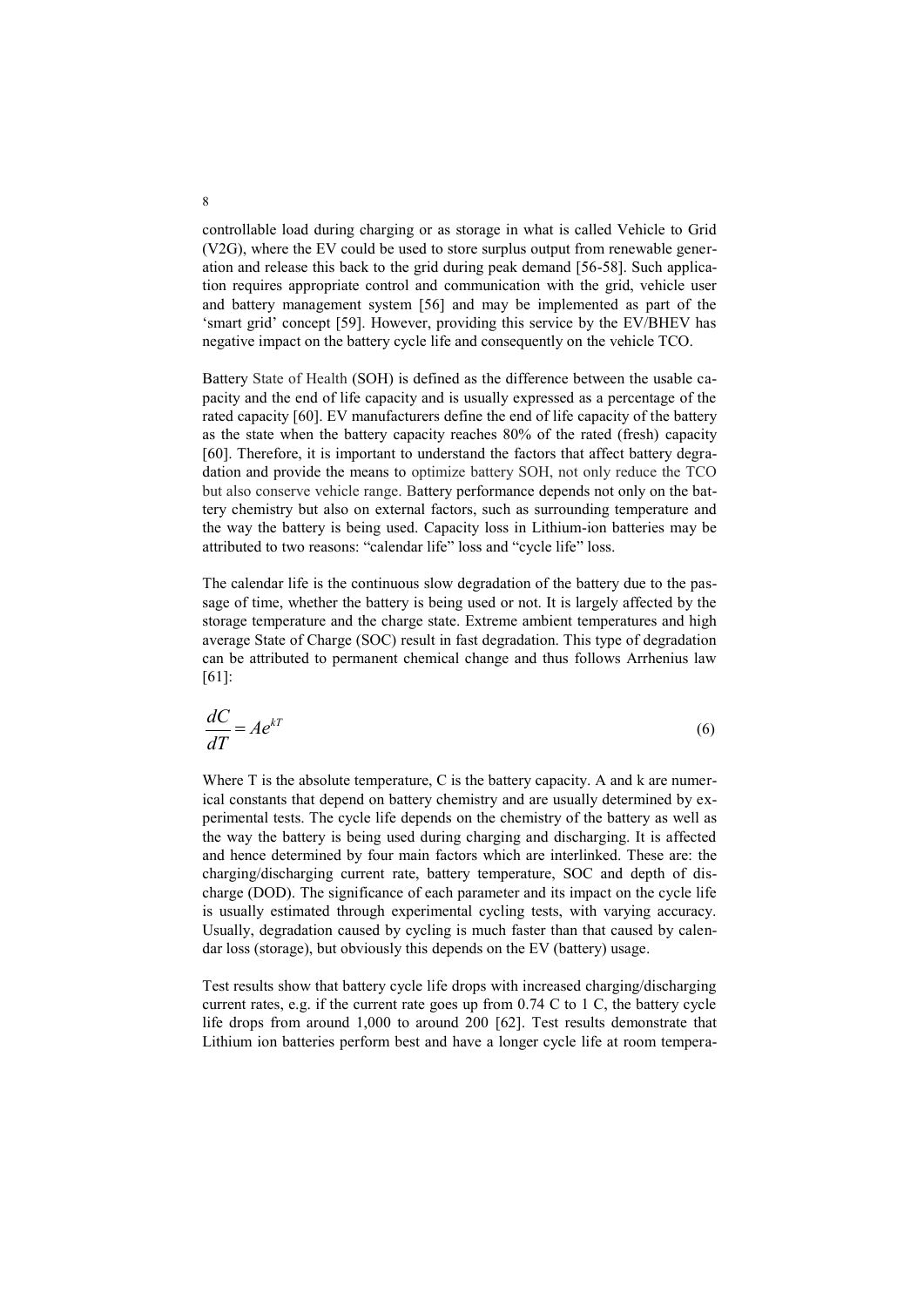controllable load during charging or as storage in what is called Vehicle to Grid (V2G), where the EV could be used to store surplus output from renewable generation and release this back to the grid during peak demand [56-58]. Such application requires appropriate control and communication with the grid, vehicle user and battery management system [56] and may be implemented as part of the 'smart grid' concept [59]. However, providing this service by the EV/BHEV has negative impact on the battery cycle life and consequently on the vehicle TCO.

Battery State of Health (SOH) is defined as the difference between the usable capacity and the end of life capacity and is usually expressed as a percentage of the rated capacity [60]. EV manufacturers define the end of life capacity of the battery as the state when the battery capacity reaches 80% of the rated (fresh) capacity [60]. Therefore, it is important to understand the factors that affect battery degradation and provide the means to optimize battery SOH, not only reduce the TCO but also conserve vehicle range. Battery performance depends not only on the battery chemistry but also on external factors, such as surrounding temperature and the way the battery is being used. Capacity loss in Lithium-ion batteries may be attributed to two reasons: "calendar life" loss and "cycle life" loss.

The calendar life is the continuous slow degradation of the battery due to the passage of time, whether the battery is being used or not. It is largely affected by the storage temperature and the charge state. Extreme ambient temperatures and high average State of Charge (SOC) result in fast degradation. This type of degradation can be attributed to permanent chemical change and thus follows Arrhenius law [61]:

$$\frac{dC}{dT} = Ae^{kT} \tag{6}$$

Where T is the absolute temperature, C is the battery capacity. A and k are numerical constants that depend on battery chemistry and are usually determined by experimental tests. The cycle life depends on the chemistry of the battery as well as the way the battery is being used during charging and discharging. It is affected and hence determined by four main factors which are interlinked. These are: the charging/discharging current rate, battery temperature, SOC and depth of discharge (DOD). The significance of each parameter and its impact on the cycle life is usually estimated through experimental cycling tests, with varying accuracy. Usually, degradation caused by cycling is much faster than that caused by calendar loss (storage), but obviously this depends on the EV (battery) usage.

Test results show that battery cycle life drops with increased charging/discharging current rates, e.g. if the current rate goes up from 0.74 C to 1 C, the battery cycle life drops from around 1,000 to around 200 [62]. Test results demonstrate that Lithium ion batteries perform best and have a longer cycle life at room tempera-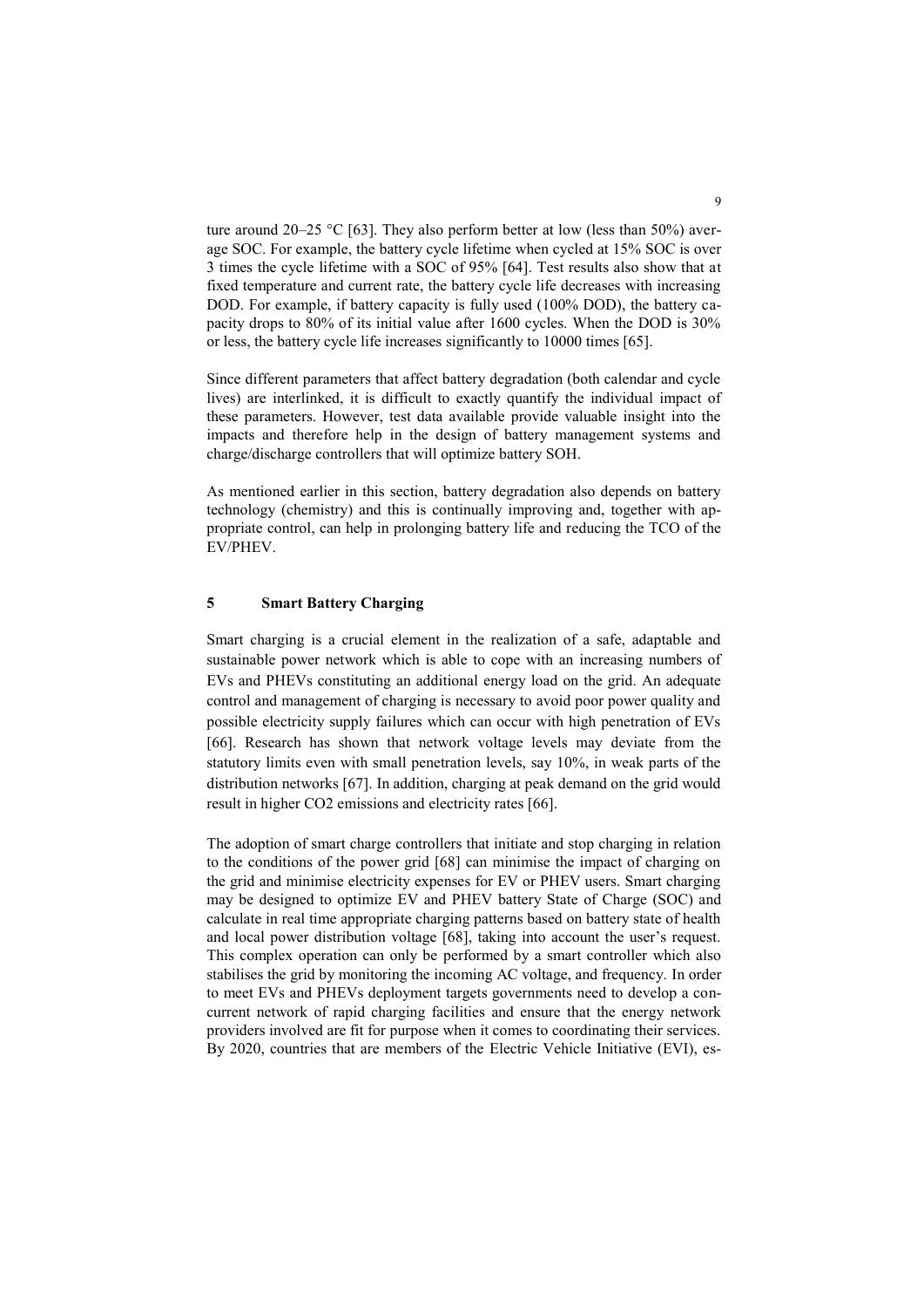ture around 20–25 °C [63]. They also perform better at low (less than 50%) average SOC. For example, the battery cycle lifetime when cycled at 15% SOC is over 3 times the cycle lifetime with a SOC of 95% [64]. Test results also show that at fixed temperature and current rate, the battery cycle life decreases with increasing DOD. For example, if battery capacity is fully used (100% DOD), the battery capacity drops to 80% of its initial value after 1600 cycles. When the DOD is 30% or less, the battery cycle life increases significantly to 10000 times [65].

Since different parameters that affect battery degradation (both calendar and cycle lives) are interlinked, it is difficult to exactly quantify the individual impact of these parameters. However, test data available provide valuable insight into the impacts and therefore help in the design of battery management systems and charge/discharge controllers that will optimize battery SOH.

As mentioned earlier in this section, battery degradation also depends on battery technology (chemistry) and this is continually improving and, together with appropriate control, can help in prolonging battery life and reducing the TCO of the EV/PHEV.

## 5 Smart Battery Charging

Smart charging is a crucial element in the realization of a safe, adaptable and sustainable power network which is able to cope with an increasing numbers of EVs and PHEVs constituting an additional energy load on the grid. An adequate control and management of charging is necessary to avoid poor power quality and possible electricity supply failures which can occur with high penetration of EVs [66]. Research has shown that network voltage levels may deviate from the statutory limits even with small penetration levels, say 10%, in weak parts of the distribution networks [67]. In addition, charging at peak demand on the grid would result in higher $CO_2$ emissions and electricity rates [66].

The adoption of smart charge controllers that initiate and stop charging in relation to the conditions of the power grid [68] can minimise the impact of charging on the grid and minimise electricity expenses for EV or PHEV users. Smart charging may be designed to optimize EV and PHEV battery State of Charge (SOC) and calculate in real time appropriate charging patterns based on battery state of health and local power distribution voltage [68], taking into account the user's request. This complex operation can only be performed by a smart controller which also stabilises the grid by monitoring the incoming AC voltage, and frequency. In order to meet EVs and PHEVs deployment targets governments need to develop a concurrent network of rapid charging facilities and ensure that the energy network providers involved are fit for purpose when it comes to coordinating their services. By 2020, countries that are members of the Electric Vehicle Initiative (EVI), es-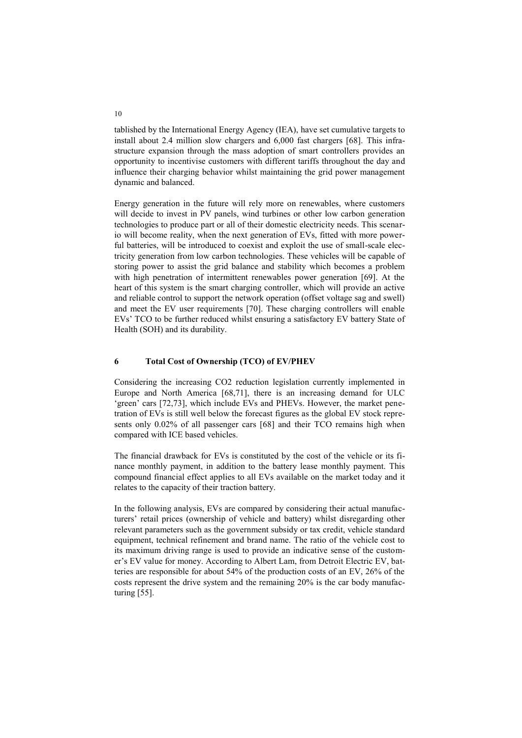tablished by the International Energy Agency (IEA), have set cumulative targets to install about 2.4 million slow chargers and 6,000 fast chargers [68]. This infrastructure expansion through the mass adoption of smart controllers provides an opportunity to incentivise customers with different tariffs throughout the day and influence their charging behavior whilst maintaining the grid power management dynamic and balanced.

Energy generation in the future will rely more on renewables, where customers will decide to invest in PV panels, wind turbines or other low carbon generation technologies to produce part or all of their domestic electricity needs. This scenario will become reality, when the next generation of EVs, fitted with more powerful batteries, will be introduced to coexist and exploit the use of small-scale electricity generation from low carbon technologies. These vehicles will be capable of storing power to assist the grid balance and stability which becomes a problem with high penetration of intermittent renewables power generation [69]. At the heart of this system is the smart charging controller, which will provide an active and reliable control to support the network operation (offset voltage sag and swell) and meet the EV user requirements [70]. These charging controllers will enable EVs' TCO to be further reduced whilst ensuring a satisfactory EV battery State of Health (SOH) and its durability.

## 6 Total Cost of Ownership (TCO) of EV/PHEV

Considering the increasing CO2 reduction legislation currently implemented in Europe and North America [68,71], there is an increasing demand for ULC 'green' cars [72,73], which include EVs and PHEVs. However, the market penetration of EVs is still well below the forecast figures as the global EV stock represents only 0.02% of all passenger cars [68] and their TCO remains high when compared with ICE based vehicles.

The financial drawback for EVs is constituted by the cost of the vehicle or its finance monthly payment, in addition to the battery lease monthly payment. This compound financial effect applies to all EVs available on the market today and it relates to the capacity of their traction battery.

In the following analysis, EVs are compared by considering their actual manufacturers' retail prices (ownership of vehicle and battery) whilst disregarding other relevant parameters such as the government subsidy or tax credit, vehicle standard equipment, technical refinement and brand name. The ratio of the vehicle cost to its maximum driving range is used to provide an indicative sense of the customer's EV value for money. According to Albert Lam, from Detroit Electric EV, batteries are responsible for about 54% of the production costs of an EV, 26% of the costs represent the drive system and the remaining 20% is the car body manufacturing [55].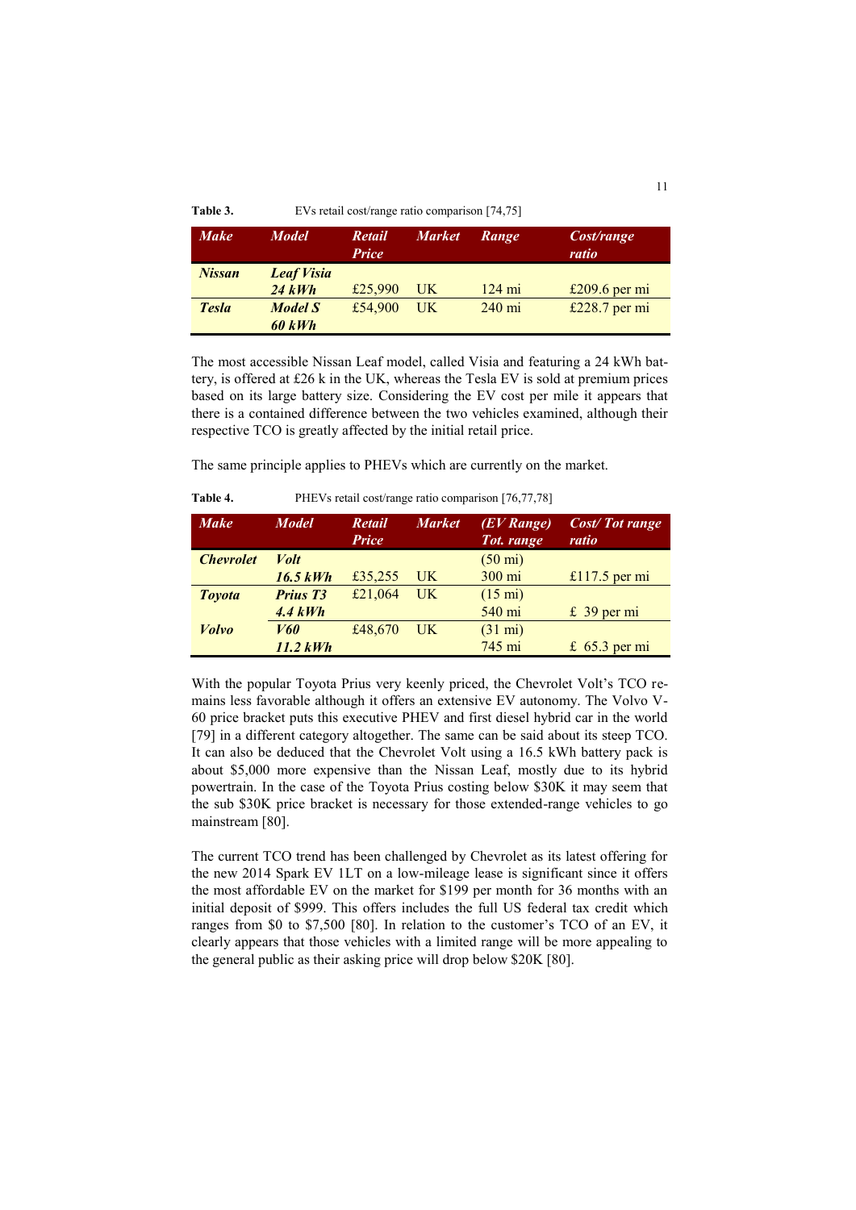**Table 3.** EVs retail cost/range ratio comparison [74,75]

| *Make* | *Model* | *Retail Price* | *Market* | *Range* | *Cost/range ratio* |
|---|---|---|---|---|---|
| ***Nissan*** | ***Leaf Visia 24 kWh*** | £25,990 | UK | 124 mi | £209.6 per mi |
| ***Tesla*** | ***Model S 60 kWh*** | £54,900 | UK | 240 mi | £228.7 per mi |

The most accessible Nissan Leaf model, called Visia and featuring a 24 kWh battery, is offered at £26 k in the UK, whereas the Tesla EV is sold at premium prices based on its large battery size. Considering the EV cost per mile it appears that there is a contained difference between the two vehicles examined, although their respective TCO is greatly affected by the initial retail price.

The same principle applies to PHEVs which are currently on the market.

**Table 4.** PHEVs retail cost/range ratio comparison [76,77,78]

| *Make* | *Model* | *Retail Price* | *Market* | *(EV Range) Tot. range* | *Cost/ Tot range ratio* |
|---|---|---|---|---|---|
| ***Chevrolet*** | ***Volt 16.5 kWh*** | £35,255 | UK | (50 mi) 300 mi | £117.5 per mi |
| ***Toyota*** | ***Prius T3 4.4 kWh*** | £21,064 | UK | (15 mi) 540 mi | £ 39 per mi |
| ***Volvo*** | ***V60 11.2 kWh*** | £48,670 | UK | (31 mi) 745 mi | £ 65.3 per mi |

With the popular Toyota Prius very keenly priced, the Chevrolet Volt's TCO remains less favorable although it offers an extensive EV autonomy. The Volvo V-60 price bracket puts this executive PHEV and first diesel hybrid car in the world [79] in a different category altogether. The same can be said about its steep TCO. It can also be deduced that the Chevrolet Volt using a 16.5 kWh battery pack is about $5,000 more expensive than the Nissan Leaf, mostly due to its hybrid powertrain. In the case of the Toyota Prius costing below $30K it may seem that the sub $30K price bracket is necessary for those extended-range vehicles to go mainstream [80].

The current TCO trend has been challenged by Chevrolet as its latest offering for the new 2014 Spark EV 1LT on a low-mileage lease is significant since it offers the most affordable EV on the market for $199 per month for 36 months with an initial deposit of $999. This offers includes the full US federal tax credit which ranges from $0 to $7,500 [80]. In relation to the customer's TCO of an EV, it clearly appears that those vehicles with a limited range will be more appealing to the general public as their asking price will drop below $20K [80].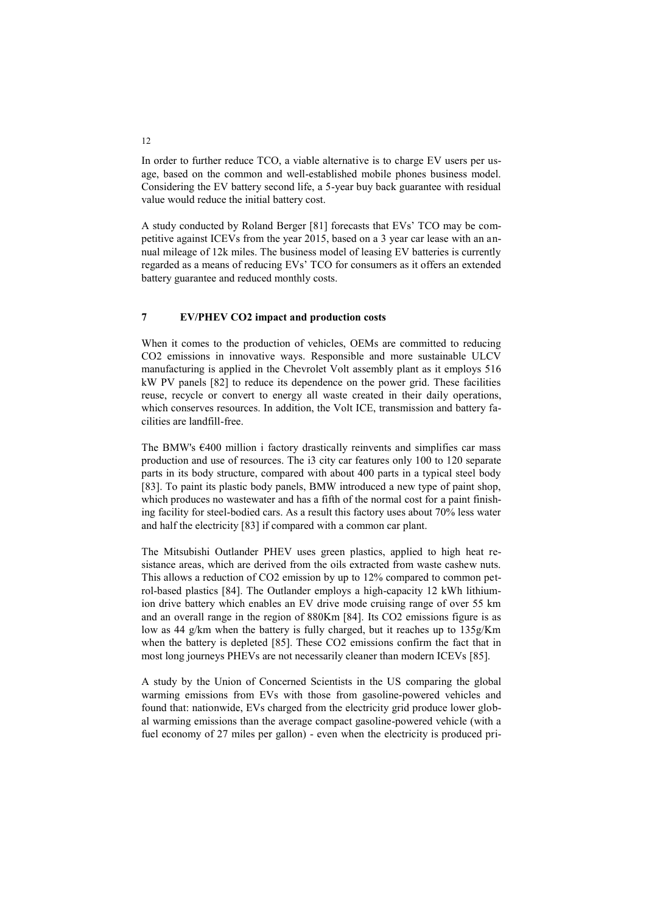In order to further reduce TCO, a viable alternative is to charge EV users per usage, based on the common and well-established mobile phones business model. Considering the EV battery second life, a 5-year buy back guarantee with residual value would reduce the initial battery cost.

A study conducted by Roland Berger [81] forecasts that EVs' TCO may be competitive against ICEVs from the year 2015, based on a 3 year car lease with an annual mileage of 12k miles. The business model of leasing EV batteries is currently regarded as a means of reducing EVs' TCO for consumers as it offers an extended battery guarantee and reduced monthly costs.

## 7 EV/PHEV $CO_2$ impact and production costs

When it comes to the production of vehicles, OEMs are committed to reducing $CO_2$ emissions in innovative ways. Responsible and more sustainable ULCV manufacturing is applied in the Chevrolet Volt assembly plant as it employs 516 kW PV panels [82] to reduce its dependence on the power grid. These facilities reuse, recycle or convert to energy all waste created in their daily operations, which conserves resources. In addition, the Volt ICE, transmission and battery facilities are landfill-free.

The BMW's €400 million i factory drastically reinvents and simplifies car mass production and use of resources. The i3 city car features only 100 to 120 separate parts in its body structure, compared with about 400 parts in a typical steel body [83]. To paint its plastic body panels, BMW introduced a new type of paint shop, which produces no wastewater and has a fifth of the normal cost for a paint finishing facility for steel-bodied cars. As a result this factory uses about 70% less water and half the electricity [83] if compared with a common car plant.

The Mitsubishi Outlander PHEV uses green plastics, applied to high heat resistance areas, which are derived from the oils extracted from waste cashew nuts. This allows a reduction of $CO_2$ emission by up to 12% compared to common petrol-based plastics [84]. The Outlander employs a high-capacity 12 kWh lithium-ion drive battery which enables an EV drive mode cruising range of over 55 km and an overall range in the region of 880Km [84]. Its $CO_2$ emissions figure is as low as 44 g/km when the battery is fully charged, but it reaches up to 135g/Km when the battery is depleted [85]. These $CO_2$ emissions confirm the fact that in most long journeys PHEVs are not necessarily cleaner than modern ICEVs [85].

A study by the Union of Concerned Scientists in the US comparing the global warming emissions from EVs with those from gasoline-powered vehicles and found that: nationwide, EVs charged from the electricity grid produce lower global warming emissions than the average compact gasoline-powered vehicle (with a fuel economy of 27 miles per gallon) - even when the electricity is produced pri-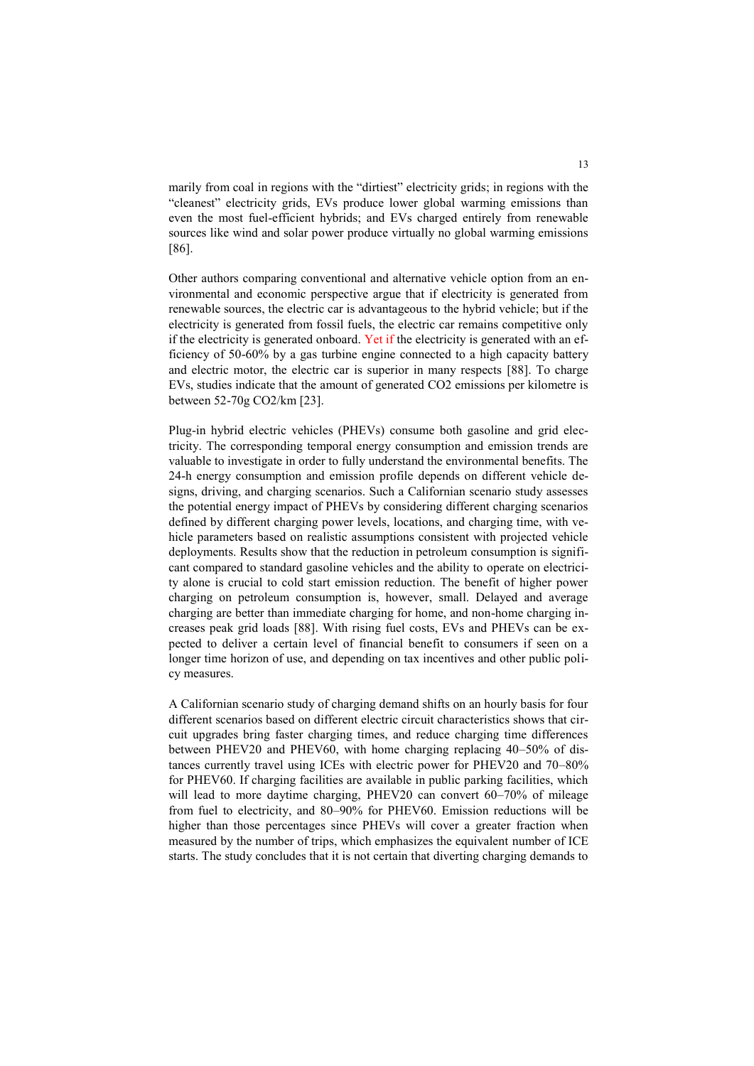marily from coal in regions with the "dirtiest" electricity grids; in regions with the "cleanest" electricity grids, EVs produce lower global warming emissions than even the most fuel-efficient hybrids; and EVs charged entirely from renewable sources like wind and solar power produce virtually no global warming emissions [86].

Other authors comparing conventional and alternative vehicle option from an environmental and economic perspective argue that if electricity is generated from renewable sources, the electric car is advantageous to the hybrid vehicle; but if the electricity is generated from fossil fuels, the electric car remains competitive only if the electricity is generated onboard. Yet if the electricity is generated with an efficiency of 50-60% by a gas turbine engine connected to a high capacity battery and electric motor, the electric car is superior in many respects [88]. To charge EVs, studies indicate that the amount of generated $CO_2$ emissions per kilometre is between 52-70g $CO_2$/km [23].

Plug-in hybrid electric vehicles (PHEVs) consume both gasoline and grid electricity. The corresponding temporal energy consumption and emission trends are valuable to investigate in order to fully understand the environmental benefits. The 24-h energy consumption and emission profile depends on different vehicle designs, driving, and charging scenarios. Such a Californian scenario study assesses the potential energy impact of PHEVs by considering different charging scenarios defined by different charging power levels, locations, and charging time, with vehicle parameters based on realistic assumptions consistent with projected vehicle deployments. Results show that the reduction in petroleum consumption is significant compared to standard gasoline vehicles and the ability to operate on electricity alone is crucial to cold start emission reduction. The benefit of higher power charging on petroleum consumption is, however, small. Delayed and average charging are better than immediate charging for home, and non-home charging increases peak grid loads [88]. With rising fuel costs, EVs and PHEVs can be expected to deliver a certain level of financial benefit to consumers if seen on a longer time horizon of use, and depending on tax incentives and other public policy measures.

A Californian scenario study of charging demand shifts on an hourly basis for four different scenarios based on different electric circuit characteristics shows that circuit upgrades bring faster charging times, and reduce charging time differences between PHEV20 and PHEV60, with home charging replacing 40–50% of distances currently travel using ICEs with electric power for PHEV20 and 70–80% for PHEV60. If charging facilities are available in public parking facilities, which will lead to more daytime charging, PHEV20 can convert 60–70% of mileage from fuel to electricity, and 80–90% for PHEV60. Emission reductions will be higher than those percentages since PHEVs will cover a greater fraction when measured by the number of trips, which emphasizes the equivalent number of ICE starts. The study concludes that it is not certain that diverting charging demands to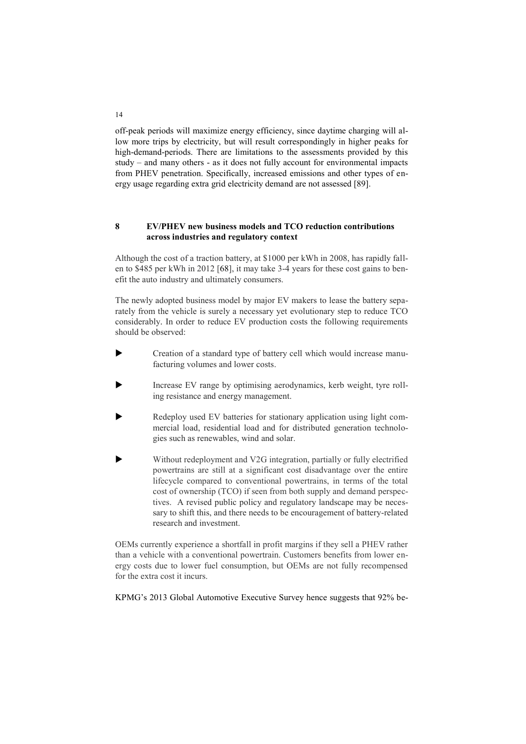off-peak periods will maximize energy efficiency, since daytime charging will allow more trips by electricity, but will result correspondingly in higher peaks for high-demand-periods. There are limitations to the assessments provided by this study – and many others - as it does not fully account for environmental impacts from PHEV penetration. Specifically, increased emissions and other types of energy usage regarding extra grid electricity demand are not assessed [89].

## 8 EV/PHEV new business models and TCO reduction contributions across industries and regulatory context

Although the cost of a traction battery, at $1000 per kWh in 2008, has rapidly fallen to $485 per kWh in 2012 [68], it may take 3-4 years for these cost gains to benefit the auto industry and ultimately consumers.

The newly adopted business model by major EV makers to lease the battery separately from the vehicle is surely a necessary yet evolutionary step to reduce TCO considerably. In order to reduce EV production costs the following requirements should be observed:

- Creation of a standard type of battery cell which would increase manufacturing volumes and lower costs.
- Increase EV range by optimising aerodynamics, kerb weight, tyre rolling resistance and energy management.
- Redeploy used EV batteries for stationary application using light commercial load, residential load and for distributed generation technologies such as renewables, wind and solar.
- Without redeployment and V2G integration, partially or fully electrified powertrains are still at a significant cost disadvantage over the entire lifecycle compared to conventional powertrains, in terms of the total cost of ownership (TCO) if seen from both supply and demand perspectives. A revised public policy and regulatory landscape may be necessary to shift this, and there needs to be encouragement of battery-related research and investment.

OEMs currently experience a shortfall in profit margins if they sell a PHEV rather than a vehicle with a conventional powertrain. Customers benefits from lower energy costs due to lower fuel consumption, but OEMs are not fully recompensed for the extra cost it incurs.

KPMG's 2013 Global Automotive Executive Survey hence suggests that 92% be-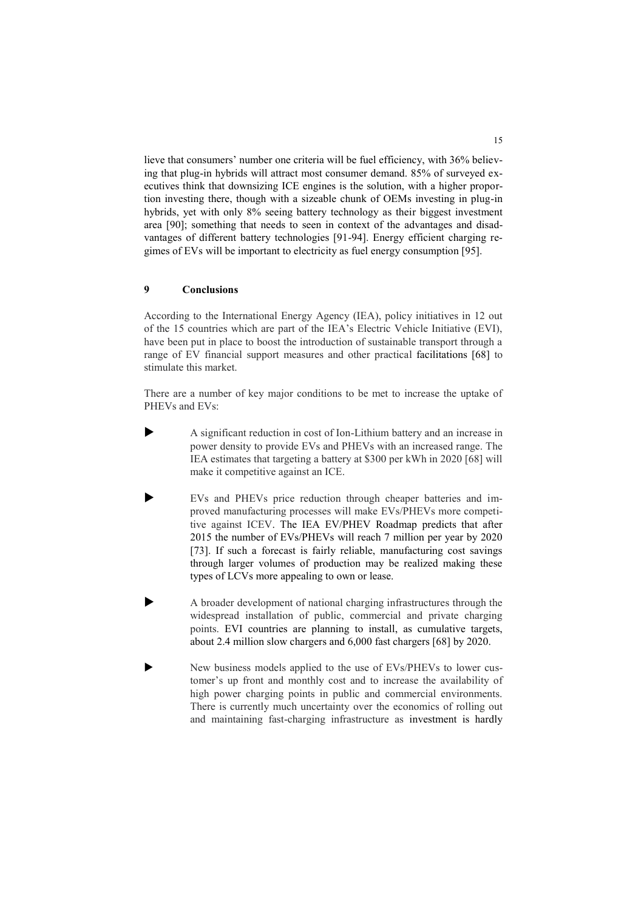lieve that consumers' number one criteria will be fuel efficiency, with 36% believing that plug-in hybrids will attract most consumer demand. 85% of surveyed executives think that downsizing ICE engines is the solution, with a higher proportion investing there, though with a sizeable chunk of OEMs investing in plug-in hybrids, yet with only 8% seeing battery technology as their biggest investment area [90]; something that needs to seen in context of the advantages and disadvantages of different battery technologies [91-94]. Energy efficient charging regimes of EVs will be important to electricity as fuel energy consumption [95].

## 9 Conclusions

According to the International Energy Agency (IEA), policy initiatives in 12 out of the 15 countries which are part of the IEA's Electric Vehicle Initiative (EVI), have been put in place to boost the introduction of sustainable transport through a range of EV financial support measures and other practical facilitations [68] to stimulate this market.

There are a number of key major conditions to be met to increase the uptake of PHEVs and EVs:

- A significant reduction in cost of Ion-Lithium battery and an increase in power density to provide EVs and PHEVs with an increased range. The IEA estimates that targeting a battery at $300 per kWh in 2020 [68] will make it competitive against an ICE.

- EVs and PHEVs price reduction through cheaper batteries and improved manufacturing processes will make EVs/PHEVs more competitive against ICEV. The IEA EV/PHEV Roadmap predicts that after 2015 the number of EVs/PHEVs will reach 7 million per year by 2020 [73]. If such a forecast is fairly reliable, manufacturing cost savings through larger volumes of production may be realized making these types of LCVs more appealing to own or lease.

- A broader development of national charging infrastructures through the widespread installation of public, commercial and private charging points. EVI countries are planning to install, as cumulative targets, about 2.4 million slow chargers and 6,000 fast chargers [68] by 2020.

- New business models applied to the use of EVs/PHEVs to lower customer's up front and monthly cost and to increase the availability of high power charging points in public and commercial environments. There is currently much uncertainty over the economics of rolling out and maintaining fast-charging infrastructure as investment is hardly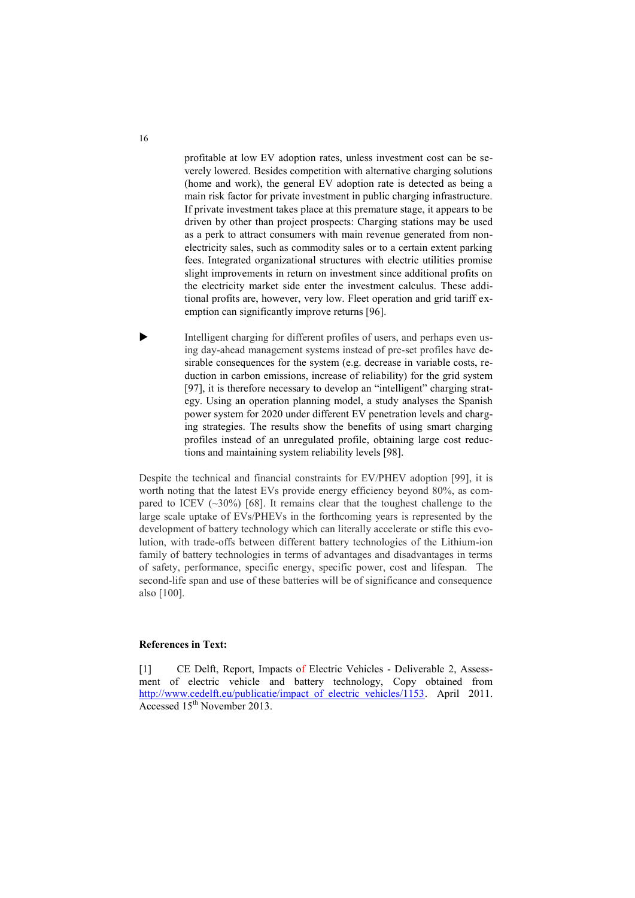profitable at low EV adoption rates, unless investment cost can be severely lowered. Besides competition with alternative charging solutions (home and work), the general EV adoption rate is detected as being a main risk factor for private investment in public charging infrastructure. If private investment takes place at this premature stage, it appears to be driven by other than project prospects: Charging stations may be used as a perk to attract consumers with main revenue generated from non-electricity sales, such as commodity sales or to a certain extent parking fees. Integrated organizational structures with electric utilities promise slight improvements in return on investment since additional profits on the electricity market side enter the investment calculus. These additional profits are, however, very low. Fleet operation and grid tariff exemption can significantly improve returns [96].

- Intelligent charging for different profiles of users, and perhaps even using day-ahead management systems instead of pre-set profiles have desirable consequences for the system (e.g. decrease in variable costs, reduction in carbon emissions, increase of reliability) for the grid system [97], it is therefore necessary to develop an "intelligent" charging strategy. Using an operation planning model, a study analyses the Spanish power system for 2020 under different EV penetration levels and charging strategies. The results show the benefits of using smart charging profiles instead of an unregulated profile, obtaining large cost reductions and maintaining system reliability levels [98].

Despite the technical and financial constraints for EV/PHEV adoption [99], it is worth noting that the latest EVs provide energy efficiency beyond 80%, as compared to ICEV (~30%) [68]. It remains clear that the toughest challenge to the large scale uptake of EVs/PHEVs in the forthcoming years is represented by the development of battery technology which can literally accelerate or stifle this evolution, with trade-offs between different battery technologies of the Lithium-ion family of battery technologies in terms of advantages and disadvantages in terms of safety, performance, specific energy, specific power, cost and lifespan. The second-life span and use of these batteries will be of significance and consequence also [100].

**References in Text:**

[1] CE Delft, Report, Impacts of Electric Vehicles - Deliverable 2, Assessment of electric vehicle and battery technology, Copy obtained from http://www.cedelft.eu/publicatie/impact_of_electric_vehicles/1153. April 2011. Accessed 15th November 2013.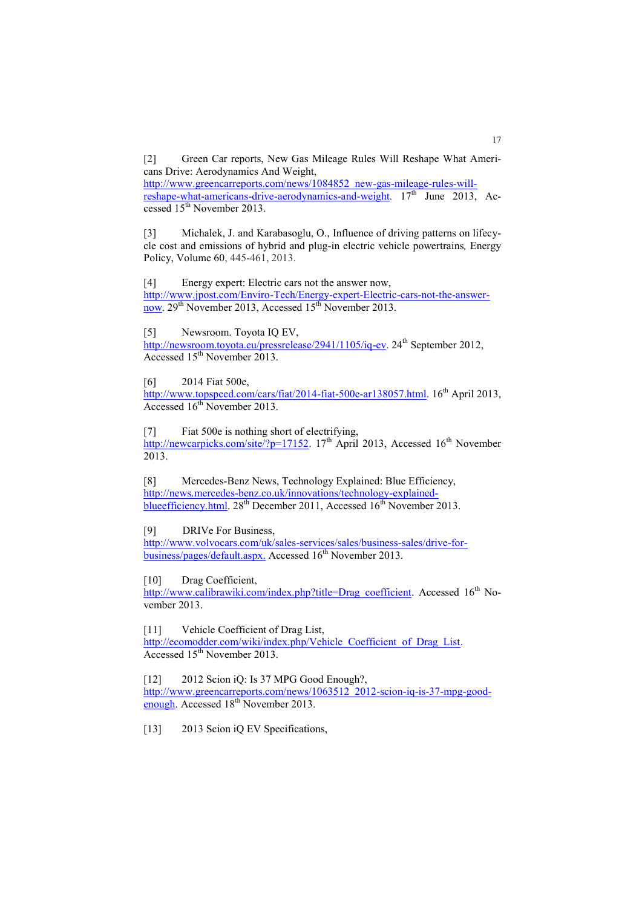[2] Green Car reports, New Gas Mileage Rules Will Reshape What Americans Drive: Aerodynamics And Weight, http://www.greencarreports.com/news/1084852_new-gas-mileage-rules-will-reshape-what-americans-drive-aerodynamics-and-weight. 17th June 2013, Accessed 15th November 2013.

[3] Michalek, J. and Karabasoglu, O., Influence of driving patterns on lifecycle cost and emissions of hybrid and plug-in electric vehicle powertrains, Energy Policy, Volume 60, 445-461, 2013.

[4] Energy expert: Electric cars not the answer now, http://www.jpost.com/Enviro-Tech/Energy-expert-Electric-cars-not-the-answer-now. 29th November 2013, Accessed 15th November 2013.

[5] Newsroom. Toyota IQ EV, http://newsroom.toyota.eu/pressrelease/2941/1105/iq-ev. 24th September 2012, Accessed 15th November 2013.

[6] 2014 Fiat 500e, http://www.topspeed.com/cars/fiat/2014-fiat-500e-ar138057.html. 16th April 2013, Accessed 16th November 2013.

[7] Fiat 500e is nothing short of electrifying, http://newcarpicks.com/site/?p=17152. 17th April 2013, Accessed 16th November 2013.

[8] Mercedes-Benz News, Technology Explained: Blue Efficiency, http://news.mercedes-benz.co.uk/innovations/technology-explained-blueefficiency.html. 28th December 2011, Accessed 16th November 2013.

[9] DRIVe For Business, http://www.volvocars.com/uk/sales-services/sales/business-sales/drive-for-business/pages/default.aspx. Accessed 16th November 2013.

[10] Drag Coefficient, http://www.calibrawiki.com/index.php?title=Drag_coefficient. Accessed 16th November 2013.

[11] Vehicle Coefficient of Drag List, http://ecomodder.com/wiki/index.php/Vehicle_Coefficient_of_Drag_List. Accessed 15th November 2013.

[12] 2012 Scion iQ: Is 37 MPG Good Enough?, http://www.greencarreports.com/news/1063512_2012-scion-iq-is-37-mpg-good-enough. Accessed 18th November 2013.

[13] 2013 Scion iQ EV Specifications,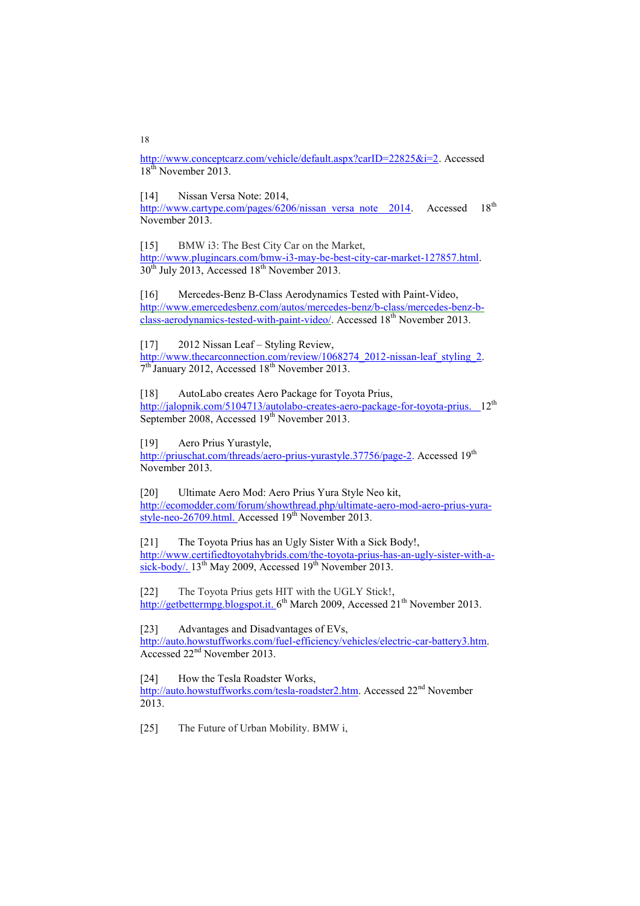http://www.conceptcarz.com/vehicle/default.aspx?carID=22825&i=2. Accessed 18th November 2013.

[14] Nissan Versa Note: 2014, http://www.cartype.com/pages/6206/nissan_versa_note__2014. Accessed 18th November 2013.

[15] BMW i3: The Best City Car on the Market, http://www.plugincars.com/bmw-i3-may-be-best-city-car-market-127857.html. 30th July 2013, Accessed 18th November 2013.

[16] Mercedes-Benz B-Class Aerodynamics Tested with Paint-Video, http://www.emercedesbenz.com/autos/mercedes-benz/b-class/mercedes-benz-b-class-aerodynamics-tested-with-paint-video/. Accessed 18th November 2013.

[17] 2012 Nissan Leaf – Styling Review, http://www.thecarconnection.com/review/1068274_2012-nissan-leaf_styling_2. 7th January 2012, Accessed 18th November 2013.

[18] AutoLabo creates Aero Package for Toyota Prius, http://jalopnik.com/5104713/autolabo-creates-aero-package-for-toyota-prius. 12th September 2008, Accessed 19th November 2013.

[19] Aero Prius Yurastyle, http://priuschat.com/threads/aero-prius-yurastyle.37756/page-2. Accessed 19th November 2013.

[20] Ultimate Aero Mod: Aero Prius Yura Style Neo kit, http://ecomodder.com/forum/showthread.php/ultimate-aero-mod-aero-prius-yura-style-neo-26709.html. Accessed 19th November 2013.

[21] The Toyota Prius has an Ugly Sister With a Sick Body!, http://www.certifiedtoyotahybrids.com/the-toyota-prius-has-an-ugly-sister-with-a-sick-body/. 13th May 2009, Accessed 19th November 2013.

[22] The Toyota Prius gets HIT with the UGLY Stick!, http://getbettermpg.blogspot.it. 6th March 2009, Accessed 21th November 2013.

[23] Advantages and Disadvantages of EVs, http://auto.howstuffworks.com/fuel-efficiency/vehicles/electric-car-battery3.htm. Accessed 22nd November 2013.

[24] How the Tesla Roadster Works, http://auto.howstuffworks.com/tesla-roadster2.htm. Accessed 22nd November 2013.

[25] The Future of Urban Mobility. BMW i,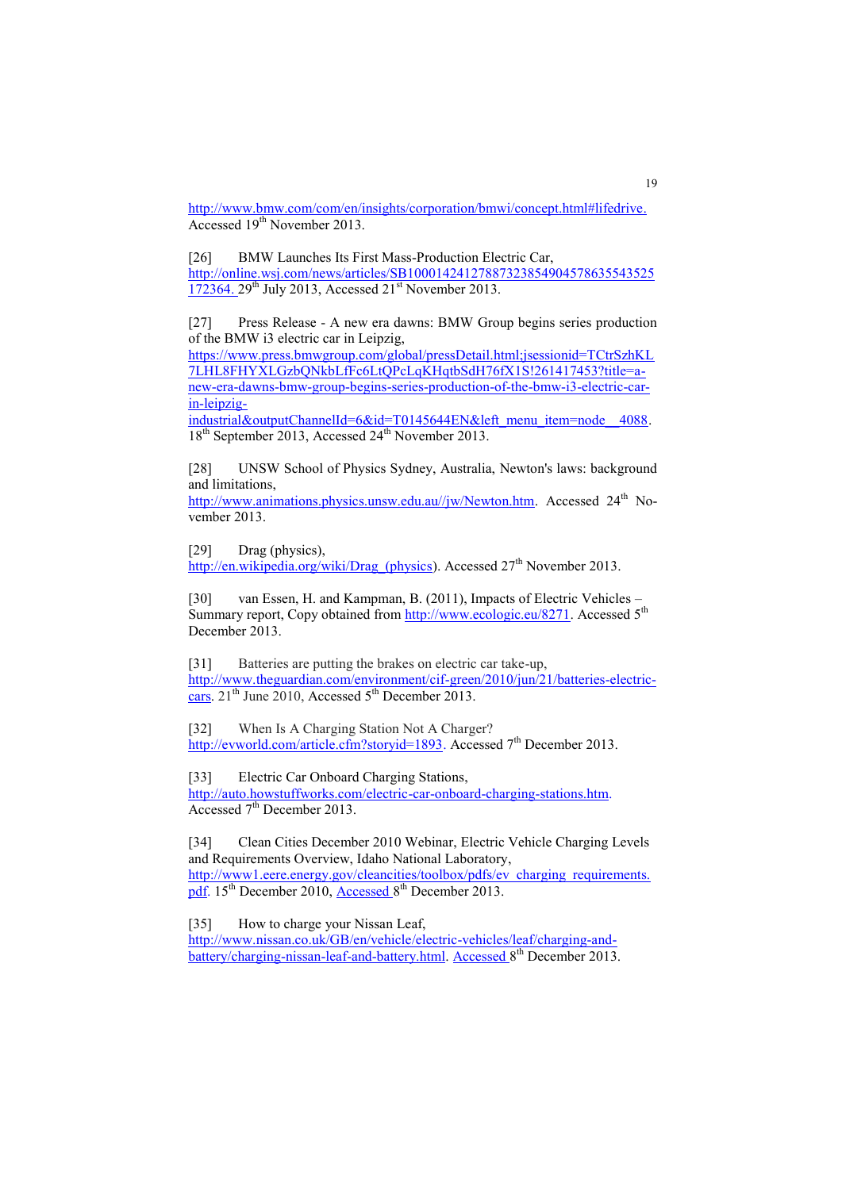http://www.bmw.com/com/en/insights/corporation/bmwi/concept.html#lifedrive. Accessed 19th November 2013.

[26] BMW Launches Its First Mass-Production Electric Car, http://online.wsj.com/news/articles/SB10001424127887323854904578635543525172364. 29th July 2013, Accessed 21st November 2013.

[27] Press Release - A new era dawns: BMW Group begins series production of the BMW i3 electric car in Leipzig, https://www.press.bmwgroup.com/global/pressDetail.html;jsessionid=TCtrSzhKL7LHL8FHYXLGzbQNkbLfFc6LtQPcLqKHqtbSdH76fX1S!261417453?title=a-new-era-dawns-bmw-group-begins-series-production-of-the-bmw-i3-electric-car-in-leipzig-industrial&outputChannelId=6&id=T0145644EN&left_menu_item=node__4088. 18th September 2013, Accessed 24th November 2013.

[28] UNSW School of Physics Sydney, Australia, Newton's laws: background and limitations, http://www.animations.physics.unsw.edu.au//jw/Newton.htm. Accessed 24th November 2013.

[29] Drag (physics), http://en.wikipedia.org/wiki/Drag_(physics). Accessed 27th November 2013.

[30] van Essen, H. and Kampman, B. (2011), Impacts of Electric Vehicles – Summary report, Copy obtained from http://www.ecologic.eu/8271. Accessed 5th December 2013.

[31] Batteries are putting the brakes on electric car take-up, http://www.theguardian.com/environment/cif-green/2010/jun/21/batteries-electric-cars. 21th June 2010, Accessed 5th December 2013.

[32] When Is A Charging Station Not A Charger? http://evworld.com/article.cfm?storyid=1893. Accessed 7th December 2013.

[33] Electric Car Onboard Charging Stations, http://auto.howstuffworks.com/electric-car-onboard-charging-stations.htm. Accessed 7th December 2013.

[34] Clean Cities December 2010 Webinar, Electric Vehicle Charging Levels and Requirements Overview, Idaho National Laboratory, http://www1.eere.energy.gov/cleancities/toolbox/pdfs/ev_charging_requirements.pdf. 15th December 2010, Accessed 8th December 2013.

[35] How to charge your Nissan Leaf, http://www.nissan.co.uk/GB/en/vehicle/electric-vehicles/leaf/charging-and-battery/charging-nissan-leaf-and-battery.html. Accessed 8th December 2013.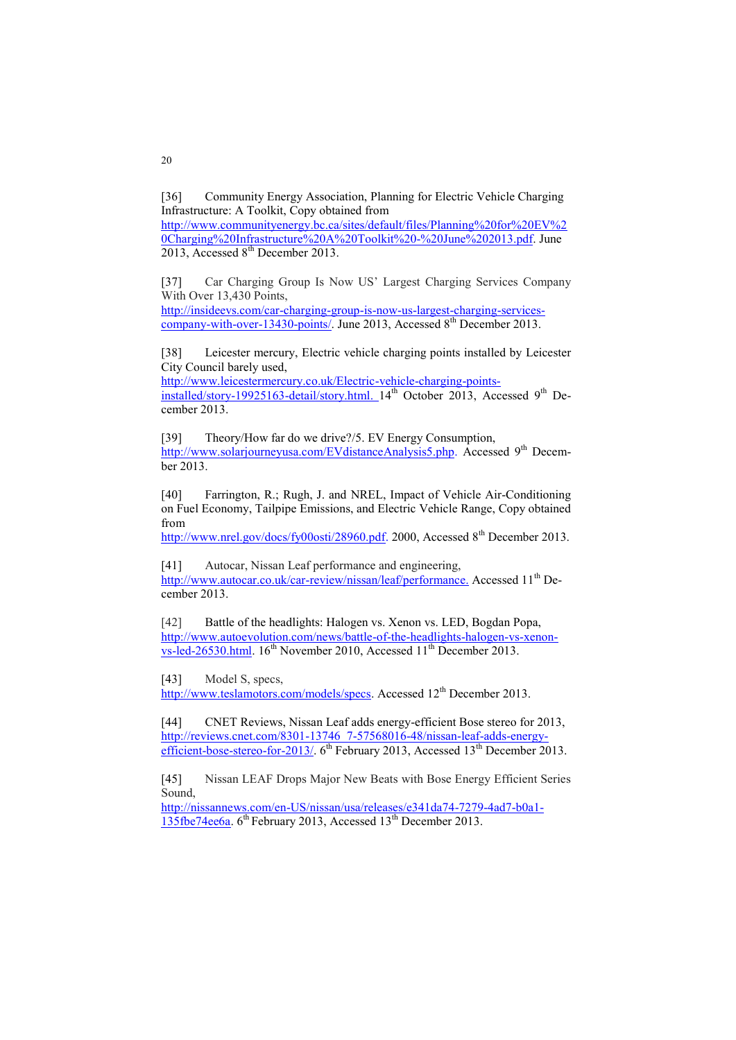[36] Community Energy Association, Planning for Electric Vehicle Charging Infrastructure: A Toolkit, Copy obtained from http://www.communityenergy.bc.ca/sites/default/files/Planning%20for%20EV%20Charging%20Infrastructure%20A%20Toolkit%20-%20June%202013.pdf. June 2013, Accessed 8th December 2013.

[37] Car Charging Group Is Now US' Largest Charging Services Company With Over 13,430 Points, http://insideevs.com/car-charging-group-is-now-us-largest-charging-services-company-with-over-13430-points/. June 2013, Accessed 8th December 2013.

[38] Leicester mercury, Electric vehicle charging points installed by Leicester City Council barely used, http://www.leicestermercury.co.uk/Electric-vehicle-charging-points-installed/story-19925163-detail/story.html. 14th October 2013, Accessed 9th December 2013.

[39] Theory/How far do we drive?/5. EV Energy Consumption, http://www.solarjourneyusa.com/EVdistanceAnalysis5.php. Accessed 9th December 2013.

[40] Farrington, R.; Rugh, J. and NREL, Impact of Vehicle Air-Conditioning on Fuel Economy, Tailpipe Emissions, and Electric Vehicle Range, Copy obtained from http://www.nrel.gov/docs/fy00osti/28960.pdf. 2000, Accessed 8th December 2013.

[41] Autocar, Nissan Leaf performance and engineering, http://www.autocar.co.uk/car-review/nissan/leaf/performance. Accessed 11th December 2013.

[42] Battle of the headlights: Halogen vs. Xenon vs. LED, Bogdan Popa, http://www.autoevolution.com/news/battle-of-the-headlights-halogen-vs-xenon-vs-led-26530.html. 16th November 2010, Accessed 11th December 2013.

[43] Model S, specs, http://www.teslamotors.com/models/specs. Accessed 12th December 2013.

[44] CNET Reviews, Nissan Leaf adds energy-efficient Bose stereo for 2013, http://reviews.cnet.com/8301-13746_7-57568016-48/nissan-leaf-adds-energy-efficient-bose-stereo-for-2013/. 6th February 2013, Accessed 13th December 2013.

[45] Nissan LEAF Drops Major New Beats with Bose Energy Efficient Series Sound, http://nissannews.com/en-US/nissan/usa/releases/e341da74-7279-4ad7-b0a1-135fbe74ee6a. 6th February 2013, Accessed 13th December 2013.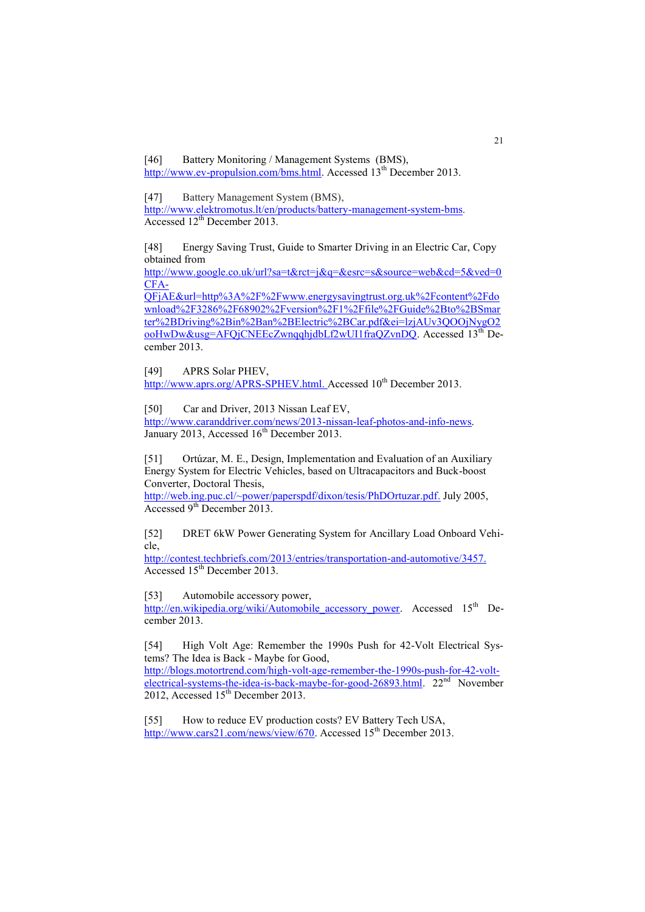[46] Battery Monitoring / Management Systems (BMS), http://www.ev-propulsion.com/bms.html. Accessed 13th December 2013.

[47] Battery Management System (BMS), http://www.elektromotus.lt/en/products/battery-management-system-bms. Accessed 12th December 2013.

[48] Energy Saving Trust, Guide to Smarter Driving in an Electric Car, Copy obtained from http://www.google.co.uk/url?sa=t&rct=j&q=&esrc=s&source=web&cd=5&ved=0CFA-QFjAE&url=http%3A%2F%2Fwww.energysavingtrust.org.uk%2Fcontent%2Fdownload%2F3286%2F68902%2Fversion%2F1%2Ffile%2FGuide%2Bto%2BSmarter%2BDriving%2Bin%2Ban%2BElectric%2BCar.pdf&ei=lzjAUv3QOOjNygO2ooHwDw&usg=AFQjCNEEcZwnqqhjdbLf2wUI1fraQZvnDQ. Accessed 13th December 2013.

[49] APRS Solar PHEV, http://www.aprs.org/APRS-SPHEV.html. Accessed 10th December 2013.

[50] Car and Driver, 2013 Nissan Leaf EV, http://www.caranddriver.com/news/2013-nissan-leaf-photos-and-info-news. January 2013, Accessed 16th December 2013.

[51] Ortúzar, M. E., Design, Implementation and Evaluation of an Auxiliary Energy System for Electric Vehicles, based on Ultracapacitors and Buck-boost Converter, Doctoral Thesis, http://web.ing.puc.cl/~power/paperspdf/dixon/tesis/PhDOrtuzar.pdf. July 2005, Accessed 9th December 2013.

[52] DRET 6kW Power Generating System for Ancillary Load Onboard Vehicle, http://contest.techbriefs.com/2013/entries/transportation-and-automotive/3457. Accessed 15th December 2013.

[53] Automobile accessory power, http://en.wikipedia.org/wiki/Automobile_accessory_power. Accessed 15th December 2013.

[54] High Volt Age: Remember the 1990s Push for 42-Volt Electrical Systems? The Idea is Back - Maybe for Good, http://blogs.motortrend.com/high-volt-age-remember-the-1990s-push-for-42-volt-electrical-systems-the-idea-is-back-maybe-for-good-26893.html. 22nd November 2012, Accessed 15th December 2013.

[55] How to reduce EV production costs? EV Battery Tech USA, http://www.cars21.com/news/view/670. Accessed 15th December 2013.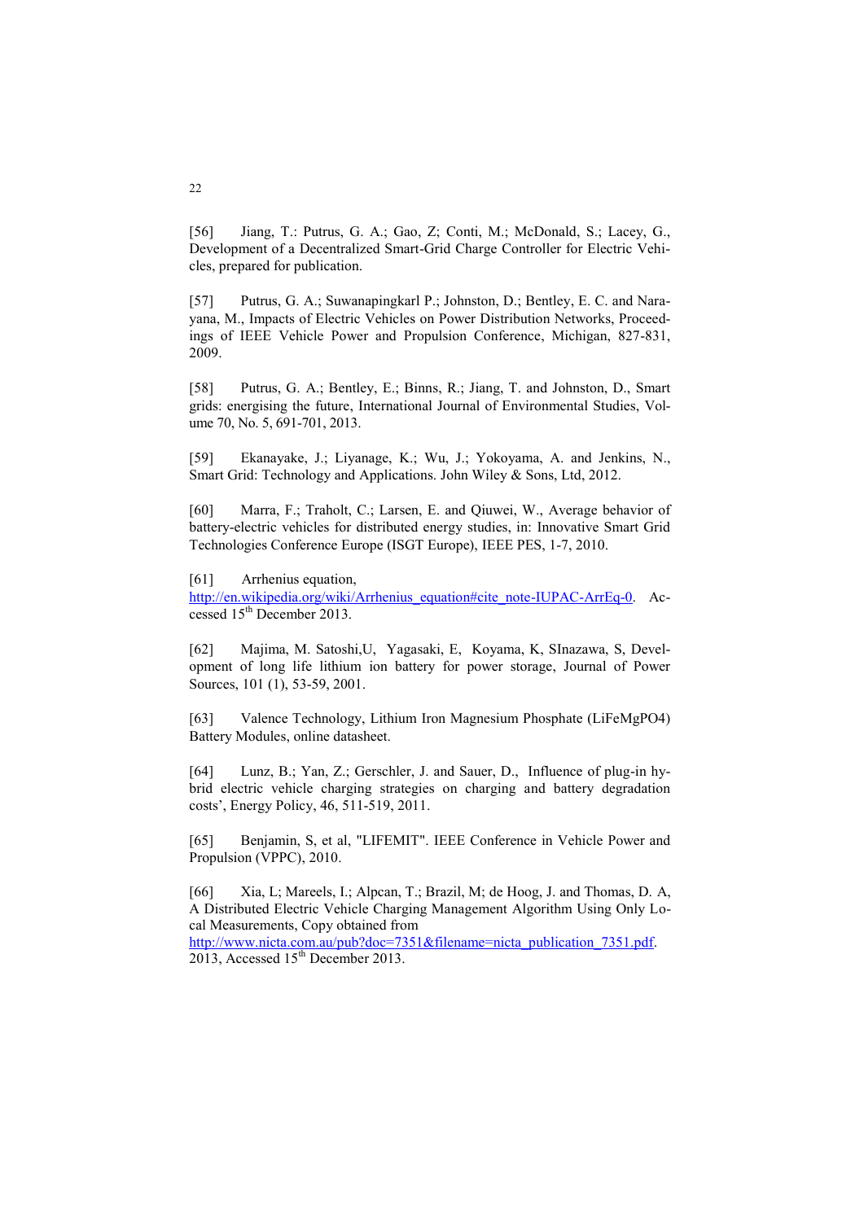[56] Jiang, T.: Putrus, G. A.; Gao, Z; Conti, M.; McDonald, S.; Lacey, G., Development of a Decentralized Smart-Grid Charge Controller for Electric Vehicles, prepared for publication.

[57] Putrus, G. A.; Suwanapingkarl P.; Johnston, D.; Bentley, E. C. and Narayana, M., Impacts of Electric Vehicles on Power Distribution Networks, Proceedings of IEEE Vehicle Power and Propulsion Conference, Michigan, 827-831, 2009.

[58] Putrus, G. A.; Bentley, E.; Binns, R.; Jiang, T. and Johnston, D., Smart grids: energising the future, International Journal of Environmental Studies, Volume 70, No. 5, 691-701, 2013.

[59] Ekanayake, J.; Liyanage, K.; Wu, J.; Yokoyama, A. and Jenkins, N., Smart Grid: Technology and Applications. John Wiley & Sons, Ltd, 2012.

[60] Marra, F.; Traholt, C.; Larsen, E. and Qiuwei, W., Average behavior of battery-electric vehicles for distributed energy studies, in: Innovative Smart Grid Technologies Conference Europe (ISGT Europe), IEEE PES, 1-7, 2010.

[61] Arrhenius equation, http://en.wikipedia.org/wiki/Arrhenius_equation#cite_note-IUPAC-ArrEq-0. Accessed 15th December 2013.

[62] Majima, M. Satoshi,U, Yagasaki, E, Koyama, K, SInazawa, S, Development of long life lithium ion battery for power storage, Journal of Power Sources, 101 (1), 53-59, 2001.

[63] Valence Technology, Lithium Iron Magnesium Phosphate (LiFeMgPO4) Battery Modules, online datasheet.

[64] Lunz, B.; Yan, Z.; Gerschler, J. and Sauer, D., Influence of plug-in hybrid electric vehicle charging strategies on charging and battery degradation costs', Energy Policy, 46, 511-519, 2011.

[65] Benjamin, S, et al, "LIFEMIT". IEEE Conference in Vehicle Power and Propulsion (VPPC), 2010.

[66] Xia, L; Mareels, I.; Alpcan, T.; Brazil, M; de Hoog, J. and Thomas, D. A, A Distributed Electric Vehicle Charging Management Algorithm Using Only Local Measurements, Copy obtained from http://www.nicta.com.au/pub?doc=7351&filename=nicta_publication_7351.pdf. 2013, Accessed 15th December 2013.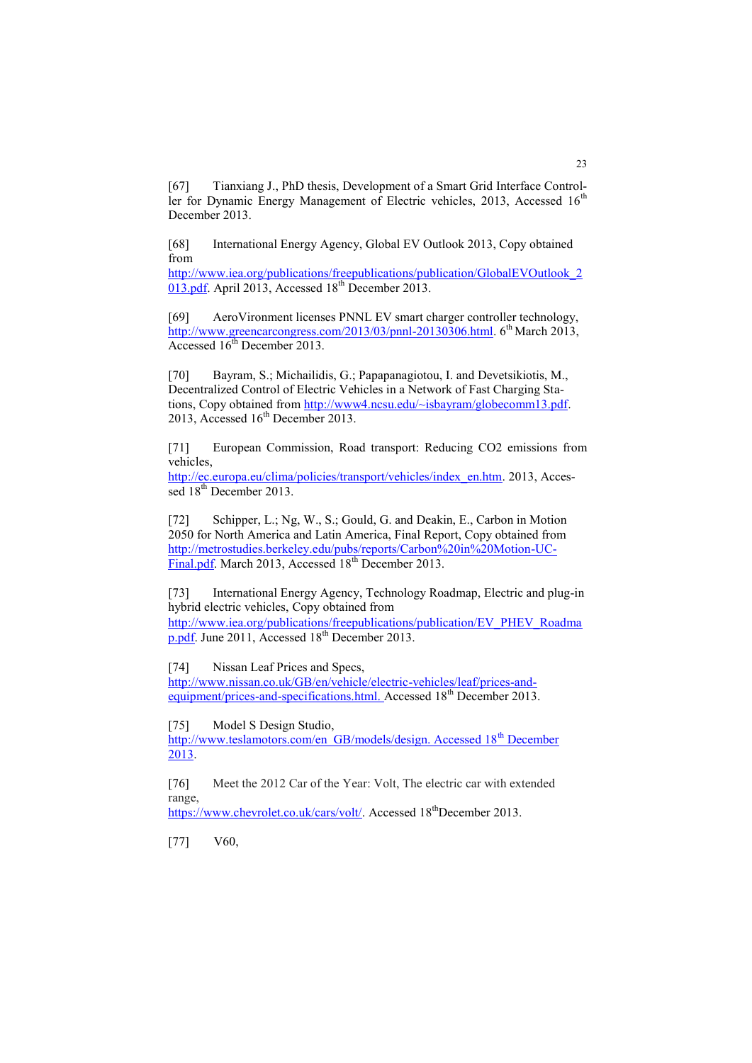[67] Tianxiang J., PhD thesis, Development of a Smart Grid Interface Controller for Dynamic Energy Management of Electric vehicles, 2013, Accessed 16th December 2013.

[68] International Energy Agency, Global EV Outlook 2013, Copy obtained from http://www.iea.org/publications/freepublications/publication/GlobalEVOutlook_2013.pdf. April 2013, Accessed 18th December 2013.

[69] AeroVironment licenses PNNL EV smart charger controller technology, http://www.greencarcongress.com/2013/03/pnnl-20130306.html. 6th March 2013, Accessed 16th December 2013.

[70] Bayram, S.; Michailidis, G.; Papapanagiotou, I. and Devetsikiotis, M., Decentralized Control of Electric Vehicles in a Network of Fast Charging Stations, Copy obtained from http://www4.ncsu.edu/~isbayram/globecomm13.pdf. 2013, Accessed 16th December 2013.

[71] European Commission, Road transport: Reducing CO2 emissions from vehicles, http://ec.europa.eu/clima/policies/transport/vehicles/index_en.htm. 2013, Accessed 18th December 2013.

[72] Schipper, L.; Ng, W., S.; Gould, G. and Deakin, E., Carbon in Motion 2050 for North America and Latin America, Final Report, Copy obtained from http://metrostudies.berkeley.edu/pubs/reports/Carbon%20in%20Motion-UC-Final.pdf. March 2013, Accessed 18th December 2013.

[73] International Energy Agency, Technology Roadmap, Electric and plug-in hybrid electric vehicles, Copy obtained from http://www.iea.org/publications/freepublications/publication/EV_PHEV_Roadmap.pdf. June 2011, Accessed 18th December 2013.

[74] Nissan Leaf Prices and Specs, http://www.nissan.co.uk/GB/en/vehicle/electric-vehicles/leaf/prices-and-equipment/prices-and-specifications.html. Accessed 18th December 2013.

[75] Model S Design Studio, http://www.teslamotors.com/en_GB/models/design. Accessed 18th December 2013.

[76] Meet the 2012 Car of the Year: Volt, The electric car with extended range, https://www.chevrolet.co.uk/cars/volt/. Accessed 18th December 2013.

[77] V60,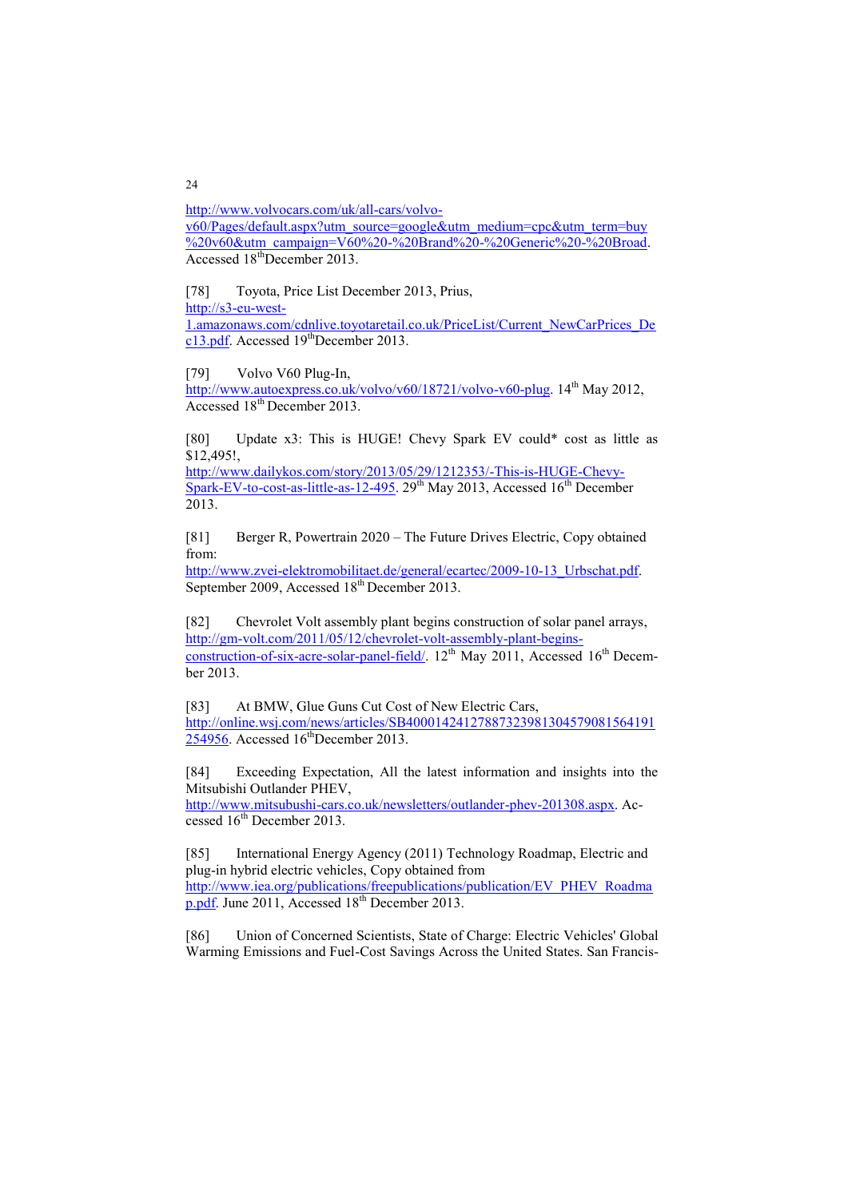http://www.volvocars.com/uk/all-cars/volvo-v60/Pages/default.aspx?utm_source=google&utm_medium=cpc&utm_term=buy%20v60&utm_campaign=V60%20-%20Brand%20-%20Generic%20-%20Broad. Accessed 18th December 2013.

[78] Toyota, Price List December 2013, Prius, http://s3-eu-west-1.amazonaws.com/cdnlive.toyotaretail.co.uk/PriceList/Current_NewCarPrices_Dec13.pdf. Accessed 19th December 2013.

[79] Volvo V60 Plug-In, http://www.autoexpress.co.uk/volvo/v60/18721/volvo-v60-plug. 14th May 2012, Accessed 18th December 2013.

[80] Update x3: This is HUGE! Chevy Spark EV could* cost as little as $12,495!, http://www.dailykos.com/story/2013/05/29/1212353/-This-is-HUGE-Chevy-Spark-EV-to-cost-as-little-as-12-495. 29th May 2013, Accessed 16th December 2013.

[81] Berger R, Powertrain 2020 – The Future Drives Electric, Copy obtained from: http://www.zvei-elektromobilitaet.de/general/ecartec/2009-10-13_Urbschat.pdf. September 2009, Accessed 18th December 2013.

[82] Chevrolet Volt assembly plant begins construction of solar panel arrays, http://gm-volt.com/2011/05/12/chevrolet-volt-assembly-plant-begins-construction-of-six-acre-solar-panel-field/. 12th May 2011, Accessed 16th December 2013.

[83] At BMW, Glue Guns Cut Cost of New Electric Cars, http://online.wsj.com/news/articles/SB40001424127887323981304579081564191254956. Accessed 16th December 2013.

[84] Exceeding Expectation, All the latest information and insights into the Mitsubishi Outlander PHEV, http://www.mitsubishi-cars.co.uk/newsletters/outlander-phev-201308.aspx. Accessed 16th December 2013.

[85] International Energy Agency (2011) Technology Roadmap, Electric and plug-in hybrid electric vehicles, Copy obtained from http://www.iea.org/publications/freepublications/publication/EV_PHEV_Roadmap.pdf. June 2011, Accessed 18th December 2013.

[86] Union of Concerned Scientists, State of Charge: Electric Vehicles' Global Warming Emissions and Fuel-Cost Savings Across the United States. San Francis-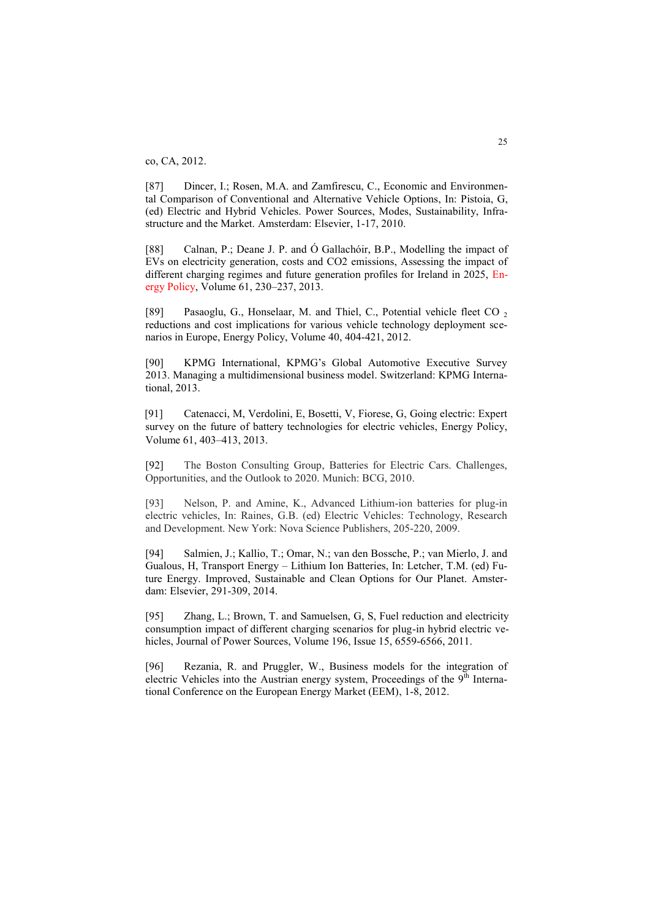co, CA, 2012.

[87] Dincer, I.; Rosen, M.A. and Zamfirescu, C., Economic and Environmental Comparison of Conventional and Alternative Vehicle Options, In: Pistoia, G, (ed) Electric and Hybrid Vehicles. Power Sources, Modes, Sustainability, Infrastructure and the Market. Amsterdam: Elsevier, 1-17, 2010.

[88] Calnan, P.; Deane J. P. and Ó Gallachóir, B.P., Modelling the impact of EVs on electricity generation, costs and CO2 emissions, Assessing the impact of different charging regimes and future generation profiles for Ireland in 2025, Energy Policy, Volume 61, 230–237, 2013.

[89] Pasaoglu, G., Honselaar, M. and Thiel, C., Potential vehicle fleet $CO_2$ reductions and cost implications for various vehicle technology deployment scenarios in Europe, Energy Policy, Volume 40, 404-421, 2012.

[90] KPMG International, KPMG's Global Automotive Executive Survey 2013. Managing a multidimensional business model. Switzerland: KPMG International, 2013.

[91] Catenacci, M, Verdolini, E, Bosetti, V, Fiorese, G, Going electric: Expert survey on the future of battery technologies for electric vehicles, Energy Policy, Volume 61, 403–413, 2013.

[92] The Boston Consulting Group, Batteries for Electric Cars. Challenges, Opportunities, and the Outlook to 2020. Munich: BCG, 2010.

[93] Nelson, P. and Amine, K., Advanced Lithium-ion batteries for plug-in electric vehicles, In: Raines, G.B. (ed) Electric Vehicles: Technology, Research and Development. New York: Nova Science Publishers, 205-220, 2009.

[94] Salmien, J.; Kallio, T.; Omar, N.; van den Bossche, P.; van Mierlo, J. and Gualous, H, Transport Energy – Lithium Ion Batteries, In: Letcher, T.M. (ed) Future Energy. Improved, Sustainable and Clean Options for Our Planet. Amsterdam: Elsevier, 291-309, 2014.

[95] Zhang, L.; Brown, T. and Samuelsen, G, S, Fuel reduction and electricity consumption impact of different charging scenarios for plug-in hybrid electric vehicles, Journal of Power Sources, Volume 196, Issue 15, 6559-6566, 2011.

[96] Rezania, R. and Pruggler, W., Business models for the integration of electric Vehicles into the Austrian energy system, Proceedings of the 9th International Conference on the European Energy Market (EEM), 1-8, 2012.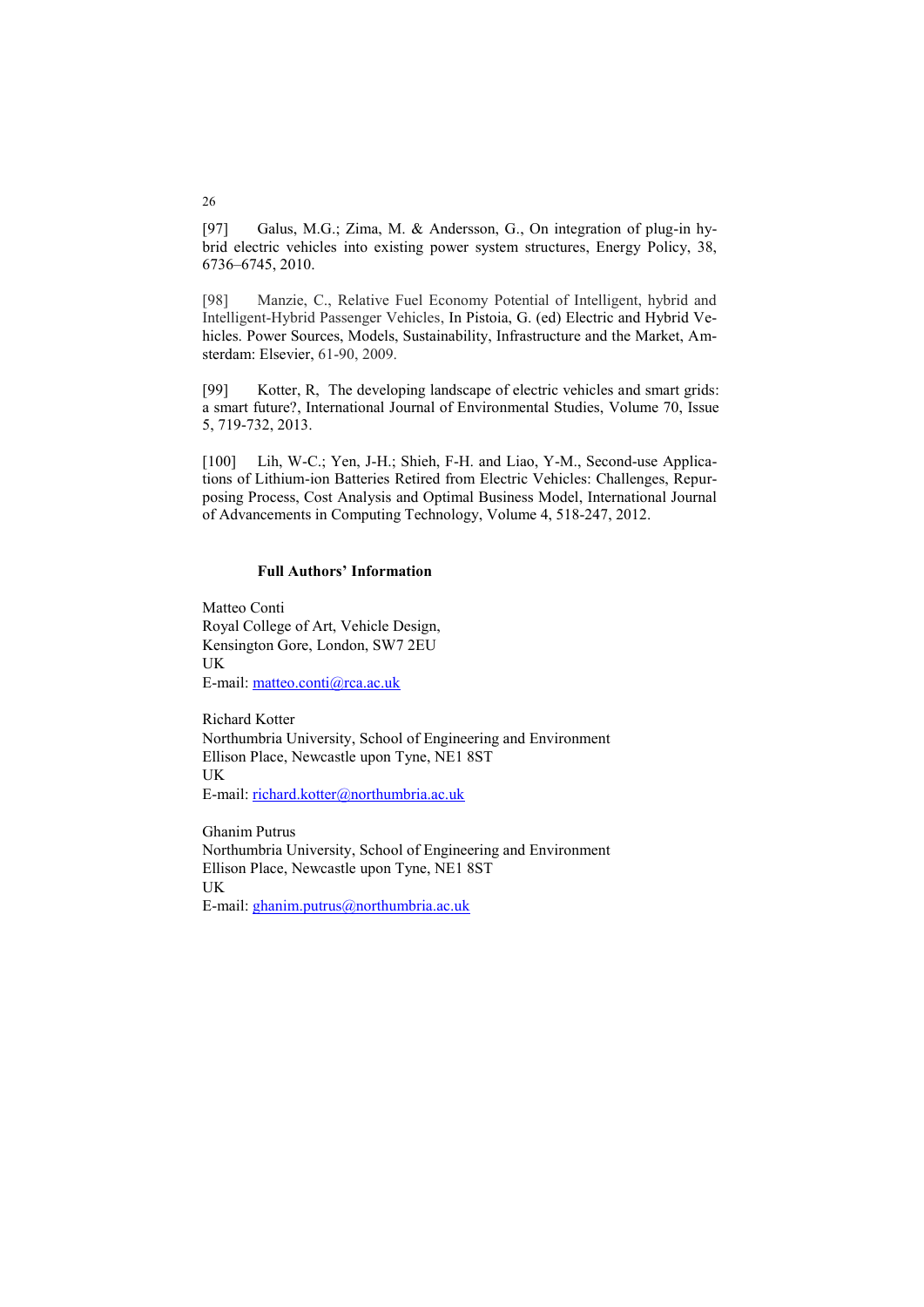[97] Galus, M.G.; Zima, M. & Andersson, G., On integration of plug-in hybrid electric vehicles into existing power system structures, Energy Policy, 38, 6736–6745, 2010.

[98] Manzie, C., Relative Fuel Economy Potential of Intelligent, hybrid and Intelligent-Hybrid Passenger Vehicles, In Pistoia, G. (ed) Electric and Hybrid Vehicles. Power Sources, Models, Sustainability, Infrastructure and the Market, Amsterdam: Elsevier, 61-90, 2009.

[99] Kotter, R, The developing landscape of electric vehicles and smart grids: a smart future?, International Journal of Environmental Studies, Volume 70, Issue 5, 719-732, 2013.

[100] Lih, W-C.; Yen, J-H.; Shieh, F-H. and Liao, Y-M., Second-use Applications of Lithium-ion Batteries Retired from Electric Vehicles: Challenges, Repurposing Process, Cost Analysis and Optimal Business Model, International Journal of Advancements in Computing Technology, Volume 4, 518-247, 2012.

**Full Authors' Information**

Matteo Conti
Royal College of Art, Vehicle Design,
Kensington Gore, London, SW7 2EU
UK
E-mail: matteo.conti@rca.ac.uk

Richard Kotter
Northumbria University, School of Engineering and Environment
Ellison Place, Newcastle upon Tyne, NE1 8ST
UK
E-mail: richard.kotter@northumbria.ac.uk

Ghanim Putrus
Northumbria University, School of Engineering and Environment
Ellison Place, Newcastle upon Tyne, NE1 8ST
UK
E-mail: ghanim.putrus@northumbria.ac.uk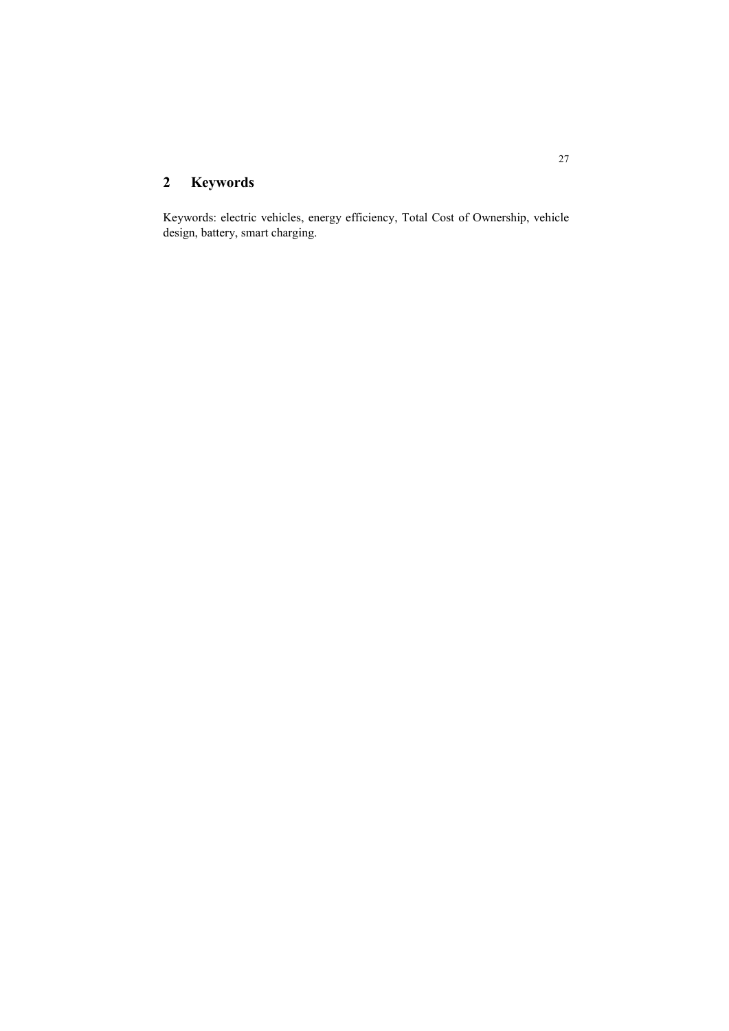## 2 Keywords

Keywords: electric vehicles, energy efficiency, Total Cost of Ownership, vehicle design, battery, smart charging.